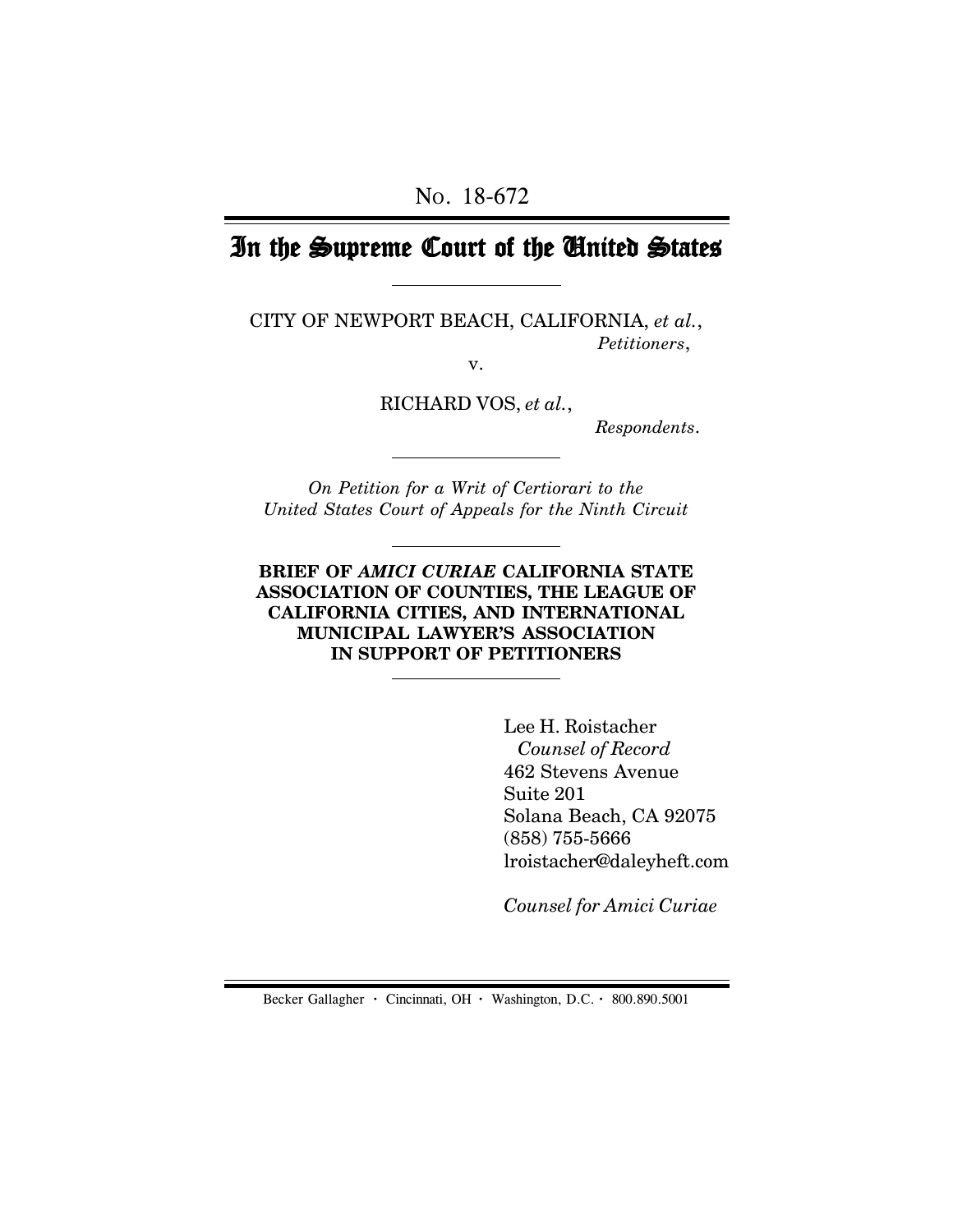No. 18-672

# In the Supreme Court of the United States

---

CITY OF NEWPORT BEACH, CALIFORNIA, *et al.*,
*Petitioners*,

v.

RICHARD VOS, *et al.*,
*Respondents*.

---

*On Petition for a Writ of Certiorari to the United States Court of Appeals for the Ninth Circuit*

---

**BRIEF OF *AMICI CURIAE* CALIFORNIA STATE ASSOCIATION OF COUNTIES, THE LEAGUE OF CALIFORNIA CITIES, AND INTERNATIONAL MUNICIPAL LAWYER'S ASSOCIATION IN SUPPORT OF PETITIONERS**

---

Lee H. Roistacher
*Counsel of Record*
462 Stevens Avenue
Suite 201
Solana Beach, CA 92075
(858) 755-5666
lroistacher@daleyheft.com

*Counsel for Amici Curiae*

Becker Gallagher · Cincinnati, OH · Washington, D.C. · 800.890.5001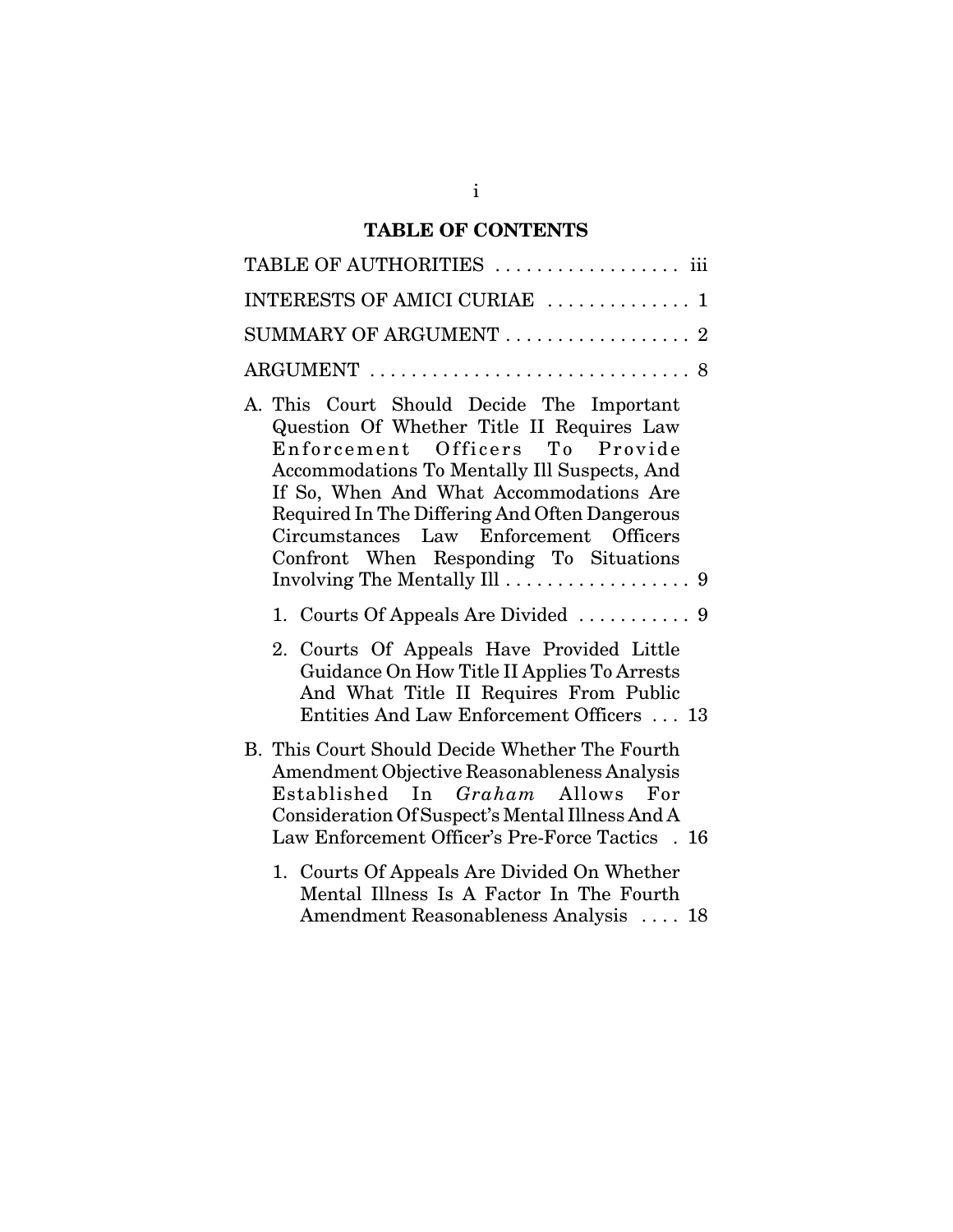# TABLE OF CONTENTS

TABLE OF AUTHORITIES . . . . . . . . . . . . . . . . . . iii

INTERESTS OF AMICI CURIAE . . . . . . . . . . . . . 1

SUMMARY OF ARGUMENT . . . . . . . . . . . . . . . . . 2

ARGUMENT . . . . . . . . . . . . . . . . . . . . . . . . . . . . . 8

A. This Court Should Decide The Important Question Of Whether Title II Requires Law Enforcement Officers To Provide Accommodations To Mentally Ill Suspects, And If So, When And What Accommodations Are Required In The Differing And Often Dangerous Circumstances Law Enforcement Officers Confront When Responding To Situations Involving The Mentally Ill . . . . . . . . . . . . . . . . . . 9

   1. Courts Of Appeals Are Divided . . . . . . . . . . . 9

   2. Courts Of Appeals Have Provided Little Guidance On How Title II Applies To Arrests And What Title II Requires From Public Entities And Law Enforcement Officers . . . 13

B. This Court Should Decide Whether The Fourth Amendment Objective Reasonableness Analysis Established In *Graham* Allows For Consideration Of Suspect's Mental Illness And A Law Enforcement Officer's Pre-Force Tactics . 16

   1. Courts Of Appeals Are Divided On Whether Mental Illness Is A Factor In The Fourth Amendment Reasonableness Analysis . . . . 18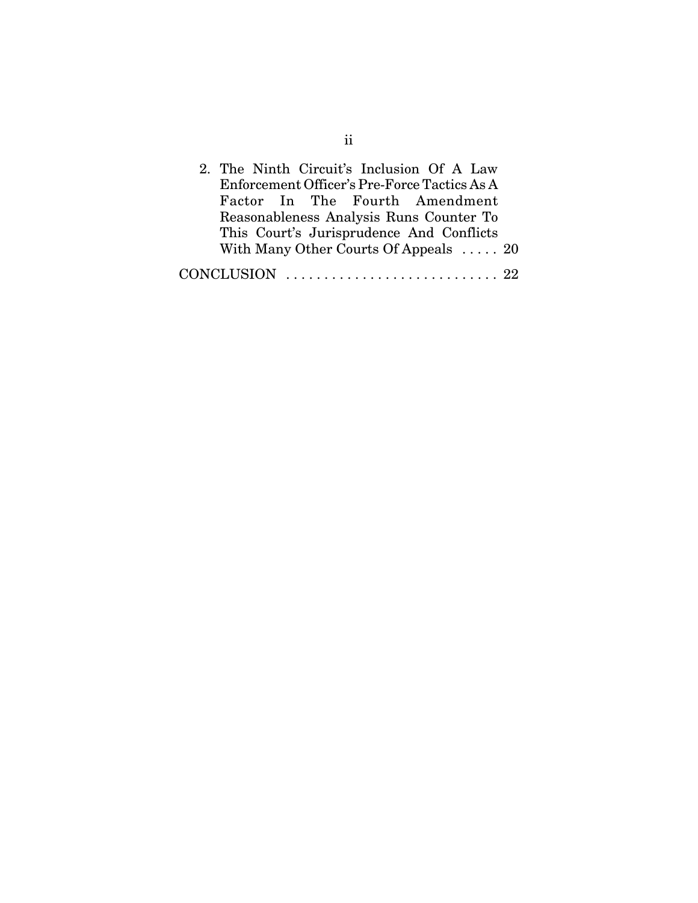2. The Ninth Circuit's Inclusion Of A Law Enforcement Officer's Pre-Force Tactics As A Factor In The Fourth Amendment Reasonableness Analysis Runs Counter To This Court's Jurisprudence And Conflicts With Many Other Courts Of Appeals . . . . . 20

CONCLUSION . . . . . . . . . . . . . . . . . . . . . . . . . . . . . 22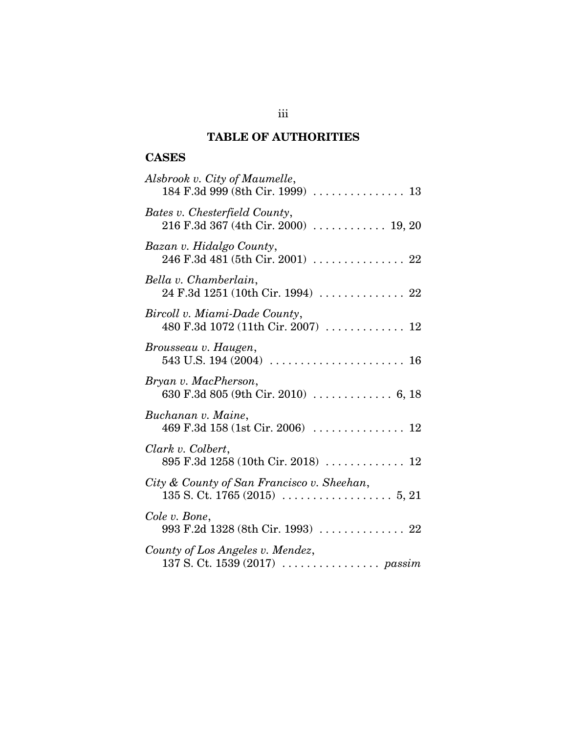# TABLE OF AUTHORITIES

## CASES

*Alsbrook v. City of Maumelle*,
184 F.3d 999 (8th Cir. 1999) . . . . . . . . . . . . . . . 13

*Bates v. Chesterfield County*,
216 F.3d 367 (4th Cir. 2000) . . . . . . . . . . . . 19, 20

*Bazan v. Hidalgo County*,
246 F.3d 481 (5th Cir. 2001) . . . . . . . . . . . . . . . 22

*Bella v. Chamberlain*,
24 F.3d 1251 (10th Cir. 1994) . . . . . . . . . . . . . . 22

*Bircoll v. Miami-Dade County*,
480 F.3d 1072 (11th Cir. 2007) . . . . . . . . . . . . . 12

*Brousseau v. Haugen*,
543 U.S. 194 (2004) . . . . . . . . . . . . . . . . . . . . . . 16

*Bryan v. MacPherson*,
630 F.3d 805 (9th Cir. 2010) . . . . . . . . . . . . . 6, 18

*Buchanan v. Maine*,
469 F.3d 158 (1st Cir. 2006) . . . . . . . . . . . . . . . 12

*Clark v. Colbert*,
895 F.3d 1258 (10th Cir. 2018) . . . . . . . . . . . . . 12

*City & County of San Francisco v. Sheehan*,
135 S. Ct. 1765 (2015) . . . . . . . . . . . . . . . . . . 5, 21

*Cole v. Bone*,
993 F.2d 1328 (8th Cir. 1993) . . . . . . . . . . . . . . 22

*County of Los Angeles v. Mendez*,
137 S. Ct. 1539 (2017) . . . . . . . . . . . . . . . . *passim*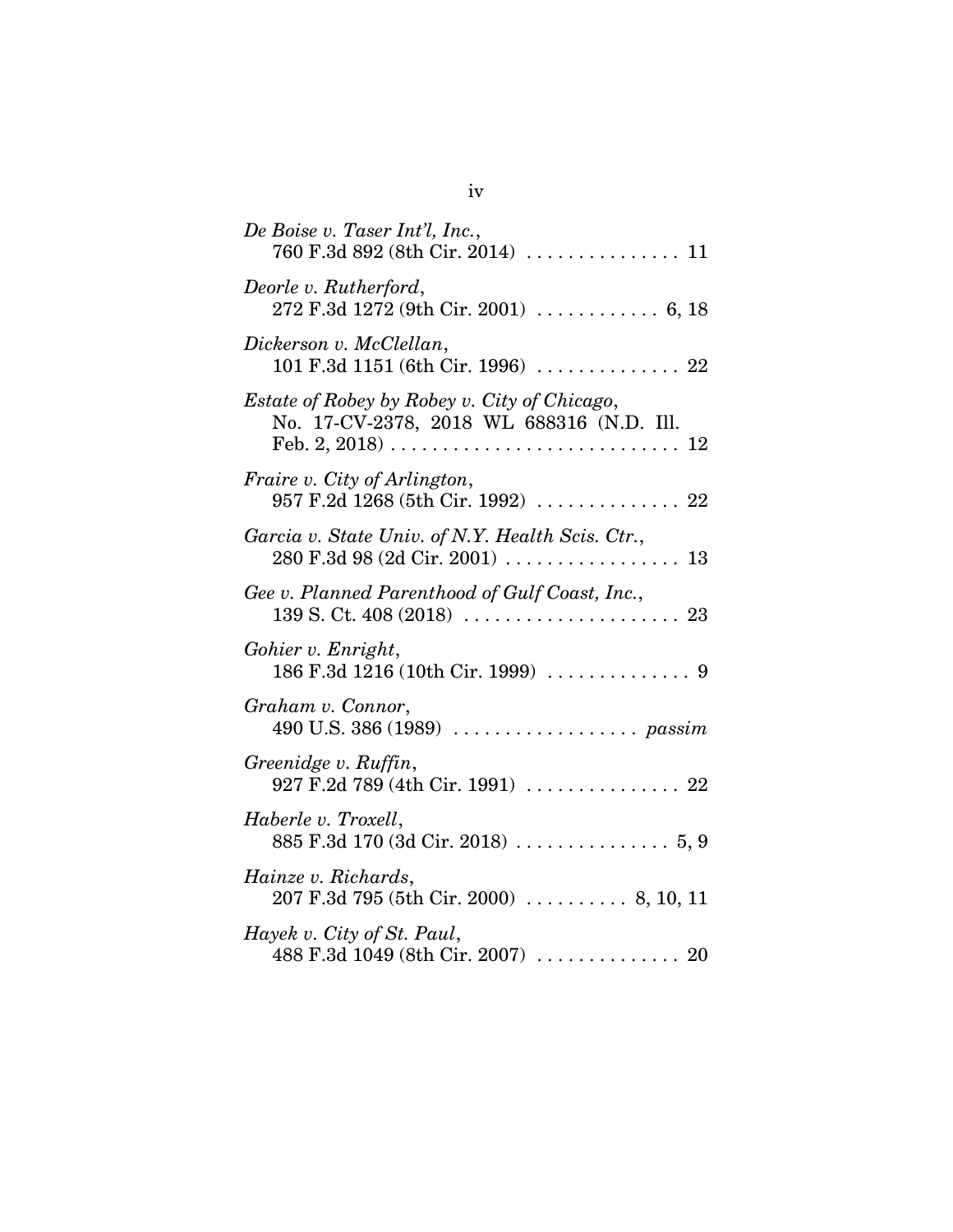*De Boise v. Taser Int'l, Inc.*,
760 F.3d 892 (8th Cir. 2014) . . . . . . . . . . . . . . . 11

*Deorle v. Rutherford*,
272 F.3d 1272 (9th Cir. 2001) . . . . . . . . . . . . 6, 18

*Dickerson v. McClellan*,
101 F.3d 1151 (6th Cir. 1996) . . . . . . . . . . . . . . 22

*Estate of Robey by Robey v. City of Chicago*,
No. 17-CV-2378, 2018 WL 688316 (N.D. Ill. Feb. 2, 2018) . . . . . . . . . . . . . . . . . . . . . . . . . . . 12

*Fraire v. City of Arlington*,
957 F.2d 1268 (5th Cir. 1992) . . . . . . . . . . . . . . 22

*Garcia v. State Univ. of N.Y. Health Scis. Ctr.*,
280 F.3d 98 (2d Cir. 2001) . . . . . . . . . . . . . . . . . 13

*Gee v. Planned Parenthood of Gulf Coast, Inc.*,
139 S. Ct. 408 (2018) . . . . . . . . . . . . . . . . . . . . . 23

*Gohier v. Enright*,
186 F.3d 1216 (10th Cir. 1999) . . . . . . . . . . . . . . 9

*Graham v. Connor*,
490 U.S. 386 (1989) . . . . . . . . . . . . . . . . . . *passim*

*Greenidge v. Ruffin*,
927 F.2d 789 (4th Cir. 1991) . . . . . . . . . . . . . . . 22

*Haberle v. Troxell*,
885 F.3d 170 (3d Cir. 2018) . . . . . . . . . . . . . . . 5, 9

*Hainze v. Richards*,
207 F.3d 795 (5th Cir. 2000) . . . . . . . . . . 8, 10, 11

*Hayek v. City of St. Paul*,
488 F.3d 1049 (8th Cir. 2007) . . . . . . . . . . . . . . 20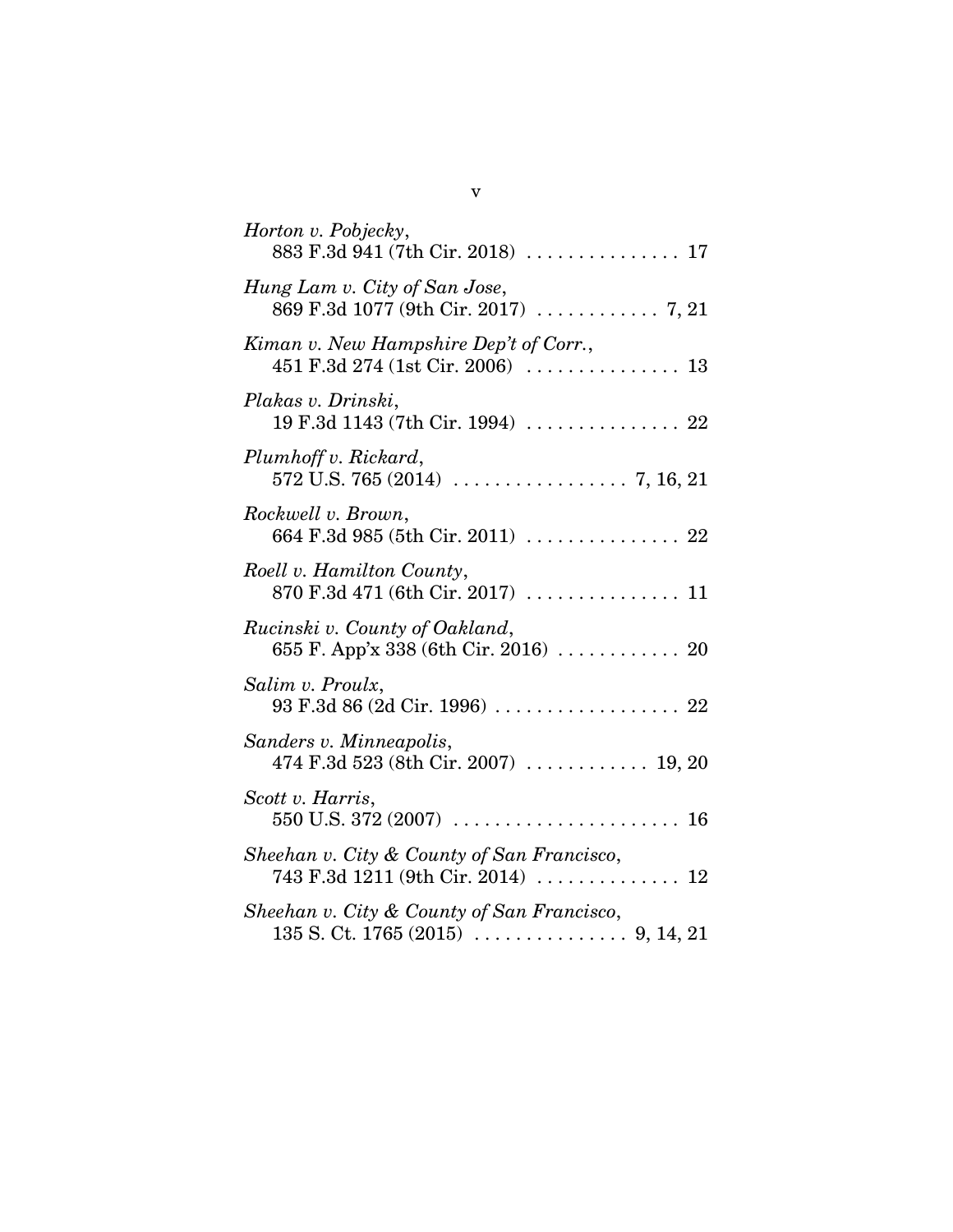*Horton v. Pobjecky*,
883 F.3d 941 (7th Cir. 2018) . . . . . . . . . . . . . . . 17

*Hung Lam v. City of San Jose*,
869 F.3d 1077 (9th Cir. 2017) . . . . . . . . . . . . 7, 21

*Kiman v. New Hampshire Dep't of Corr.*,
451 F.3d 274 (1st Cir. 2006) . . . . . . . . . . . . . . . 13

*Plakas v. Drinski*,
19 F.3d 1143 (7th Cir. 1994) . . . . . . . . . . . . . . . 22

*Plumhoff v. Rickard*,
572 U.S. 765 (2014) . . . . . . . . . . . . . . . . . 7, 16, 21

*Rockwell v. Brown*,
664 F.3d 985 (5th Cir. 2011) . . . . . . . . . . . . . . . 22

*Roell v. Hamilton County*,
870 F.3d 471 (6th Cir. 2017) . . . . . . . . . . . . . . . 11

*Rucinski v. County of Oakland*,
655 F. App'x 338 (6th Cir. 2016) . . . . . . . . . . . . 20

*Salim v. Proulx*,
93 F.3d 86 (2d Cir. 1996) . . . . . . . . . . . . . . . . . . 22

*Sanders v. Minneapolis*,
474 F.3d 523 (8th Cir. 2007) . . . . . . . . . . . . 19, 20

*Scott v. Harris*,
550 U.S. 372 (2007) . . . . . . . . . . . . . . . . . . . . . . 16

*Sheehan v. City & County of San Francisco*,
743 F.3d 1211 (9th Cir. 2014) . . . . . . . . . . . . . . 12

*Sheehan v. City & County of San Francisco*,
135 S. Ct. 1765 (2015) . . . . . . . . . . . . . . . 9, 14, 21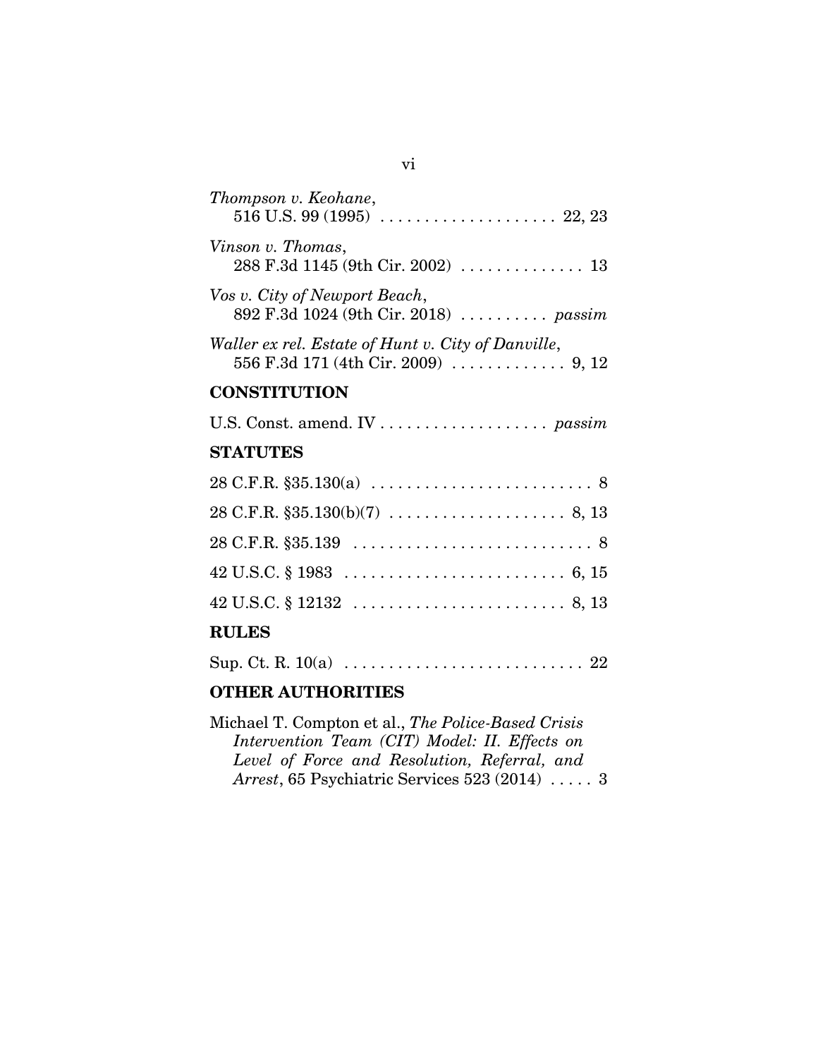*Thompson v. Keohane*,
516 U.S. 99 (1995) .................... 22, 23

*Vinson v. Thomas*,
288 F.3d 1145 (9th Cir. 2002) .............. 13

*Vos v. City of Newport Beach*,
892 F.3d 1024 (9th Cir. 2018) .......... *passim*

*Waller ex rel. Estate of Hunt v. City of Danville*,
556 F.3d 171 (4th Cir. 2009) ............. 9, 12

## CONSTITUTION

U.S. Const. amend. IV ................... *passim*

## STATUTES

28 C.F.R. §35.130(a) ......................... 8

28 C.F.R. §35.130(b)(7) .................... 8, 13

28 C.F.R. §35.139 ........................... 8

42 U.S.C. § 1983 ......................... 6, 15

42 U.S.C. § 12132 ........................ 8, 13

## RULES

Sup. Ct. R. 10(a) ........................... 22

## OTHER AUTHORITIES

Michael T. Compton et al., *The Police-Based Crisis Intervention Team (CIT) Model: II. Effects on Level of Force and Resolution, Referral, and Arrest*, 65 Psychiatric Services 523 (2014) ..... 3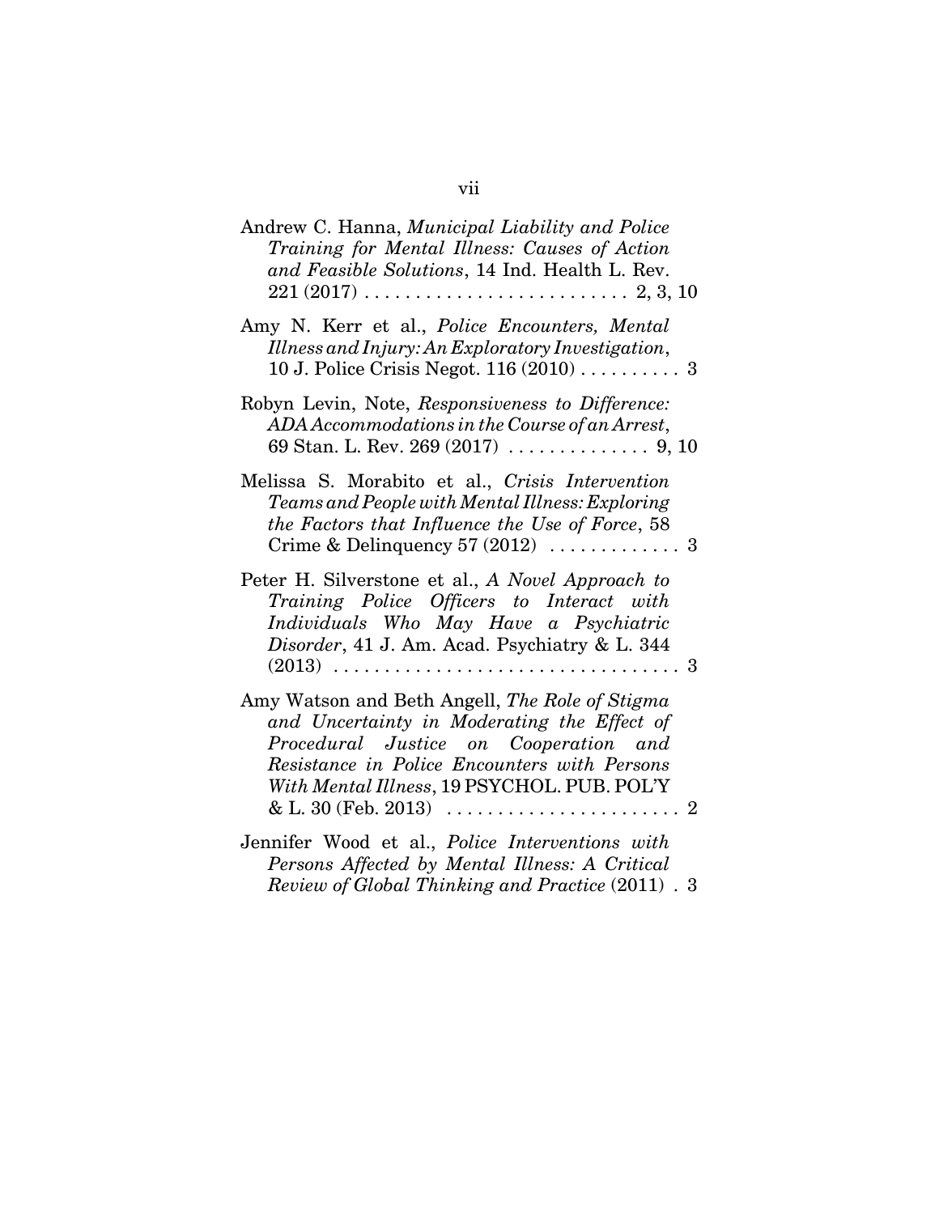Andrew C. Hanna, *Municipal Liability and Police Training for Mental Illness: Causes of Action and Feasible Solutions*, 14 Ind. Health L. Rev. 221 (2017) . . . . . . . . . . . . . . . . . . . . . . . . . . 2, 3, 10

Amy N. Kerr et al., *Police Encounters, Mental Illness and Injury: An Exploratory Investigation*, 10 J. Police Crisis Negot. 116 (2010) . . . . . . . . . . 3

Robyn Levin, Note, *Responsiveness to Difference: ADA Accommodations in the Course of an Arrest*, 69 Stan. L. Rev. 269 (2017) . . . . . . . . . . . . . . 9, 10

Melissa S. Morabito et al., *Crisis Intervention Teams and People with Mental Illness: Exploring the Factors that Influence the Use of Force*, 58 Crime & Delinquency 57 (2012) . . . . . . . . . . . . . 3

Peter H. Silverstone et al., *A Novel Approach to Training Police Officers to Interact with Individuals Who May Have a Psychiatric Disorder*, 41 J. Am. Acad. Psychiatry & L. 344 (2013) . . . . . . . . . . . . . . . . . . . . . . . . . . . . . . . . . 3

Amy Watson and Beth Angell, *The Role of Stigma and Uncertainty in Moderating the Effect of Procedural Justice on Cooperation and Resistance in Police Encounters with Persons With Mental Illness*, 19 PSYCHOL. PUB. POL'Y & L. 30 (Feb. 2013) . . . . . . . . . . . . . . . . . . . . . . . 2

Jennifer Wood et al., *Police Interventions with Persons Affected by Mental Illness: A Critical Review of Global Thinking and Practice* (2011) . 3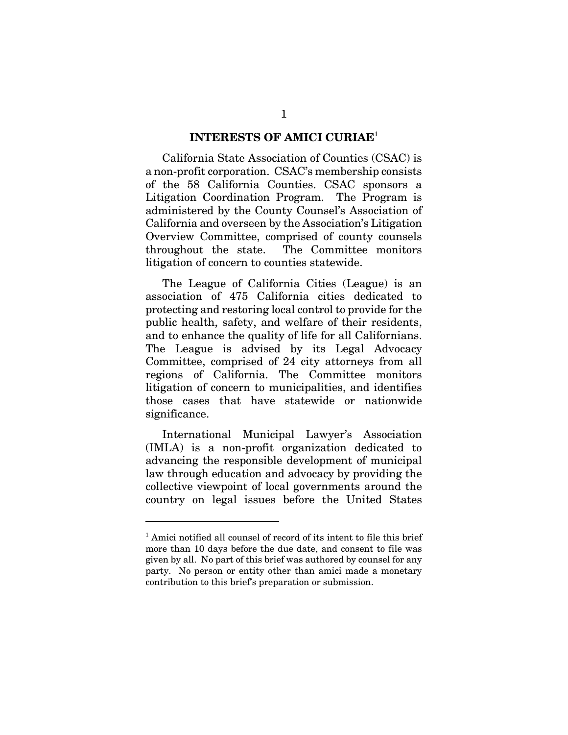## INTERESTS OF AMICI CURIAE[1]

California State Association of Counties (CSAC) is a non-profit corporation. CSAC's membership consists of the 58 California Counties. CSAC sponsors a Litigation Coordination Program. The Program is administered by the County Counsel's Association of California and overseen by the Association's Litigation Overview Committee, comprised of county counsels throughout the state. The Committee monitors litigation of concern to counties statewide.

The League of California Cities (League) is an association of 475 California cities dedicated to protecting and restoring local control to provide for the public health, safety, and welfare of their residents, and to enhance the quality of life for all Californians. The League is advised by its Legal Advocacy Committee, comprised of 24 city attorneys from all regions of California. The Committee monitors litigation of concern to municipalities, and identifies those cases that have statewide or nationwide significance.

International Municipal Lawyer's Association (IMLA) is a non-profit organization dedicated to advancing the responsible development of municipal law through education and advocacy by providing the collective viewpoint of local governments around the country on legal issues before the United States

---

[1] Amici notified all counsel of record of its intent to file this brief more than 10 days before the due date, and consent to file was given by all. No part of this brief was authored by counsel for any party. No person or entity other than amici made a monetary contribution to this brief's preparation or submission.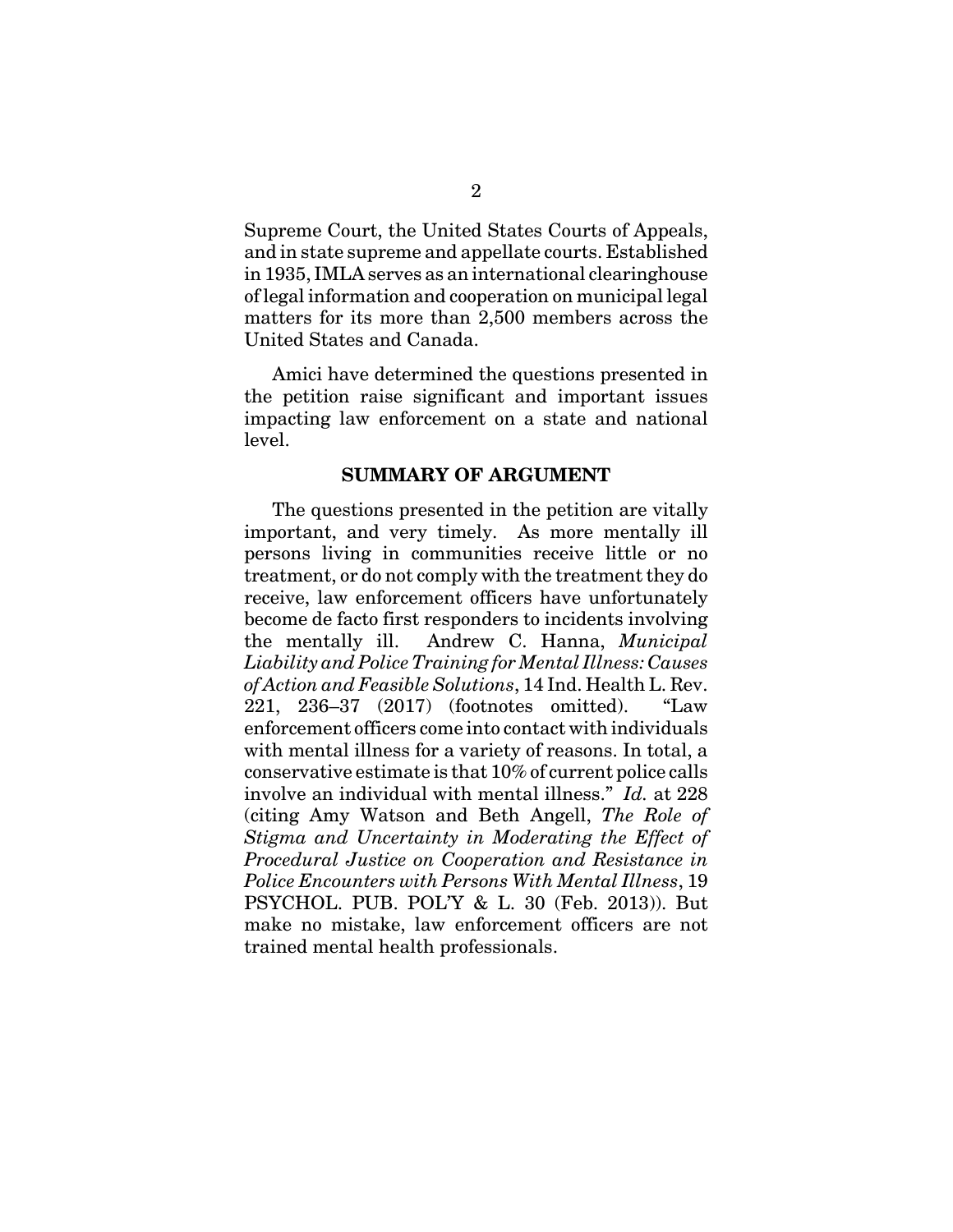Supreme Court, the United States Courts of Appeals, and in state supreme and appellate courts. Established in 1935, IMLA serves as an international clearinghouse of legal information and cooperation on municipal legal matters for its more than 2,500 members across the United States and Canada.

Amici have determined the questions presented in the petition raise significant and important issues impacting law enforcement on a state and national level.

## SUMMARY OF ARGUMENT

The questions presented in the petition are vitally important, and very timely. As more mentally ill persons living in communities receive little or no treatment, or do not comply with the treatment they do receive, law enforcement officers have unfortunately become de facto first responders to incidents involving the mentally ill. Andrew C. Hanna, *Municipal Liability and Police Training for Mental Illness: Causes of Action and Feasible Solutions*, 14 Ind. Health L. Rev. 221, 236–37 (2017) (footnotes omitted). "Law enforcement officers come into contact with individuals with mental illness for a variety of reasons. In total, a conservative estimate is that 10% of current police calls involve an individual with mental illness." *Id.* at 228 (citing Amy Watson and Beth Angell, *The Role of Stigma and Uncertainty in Moderating the Effect of Procedural Justice on Cooperation and Resistance in Police Encounters with Persons With Mental Illness*, 19 PSYCHOL. PUB. POL'Y & L. 30 (Feb. 2013)). But make no mistake, law enforcement officers are not trained mental health professionals.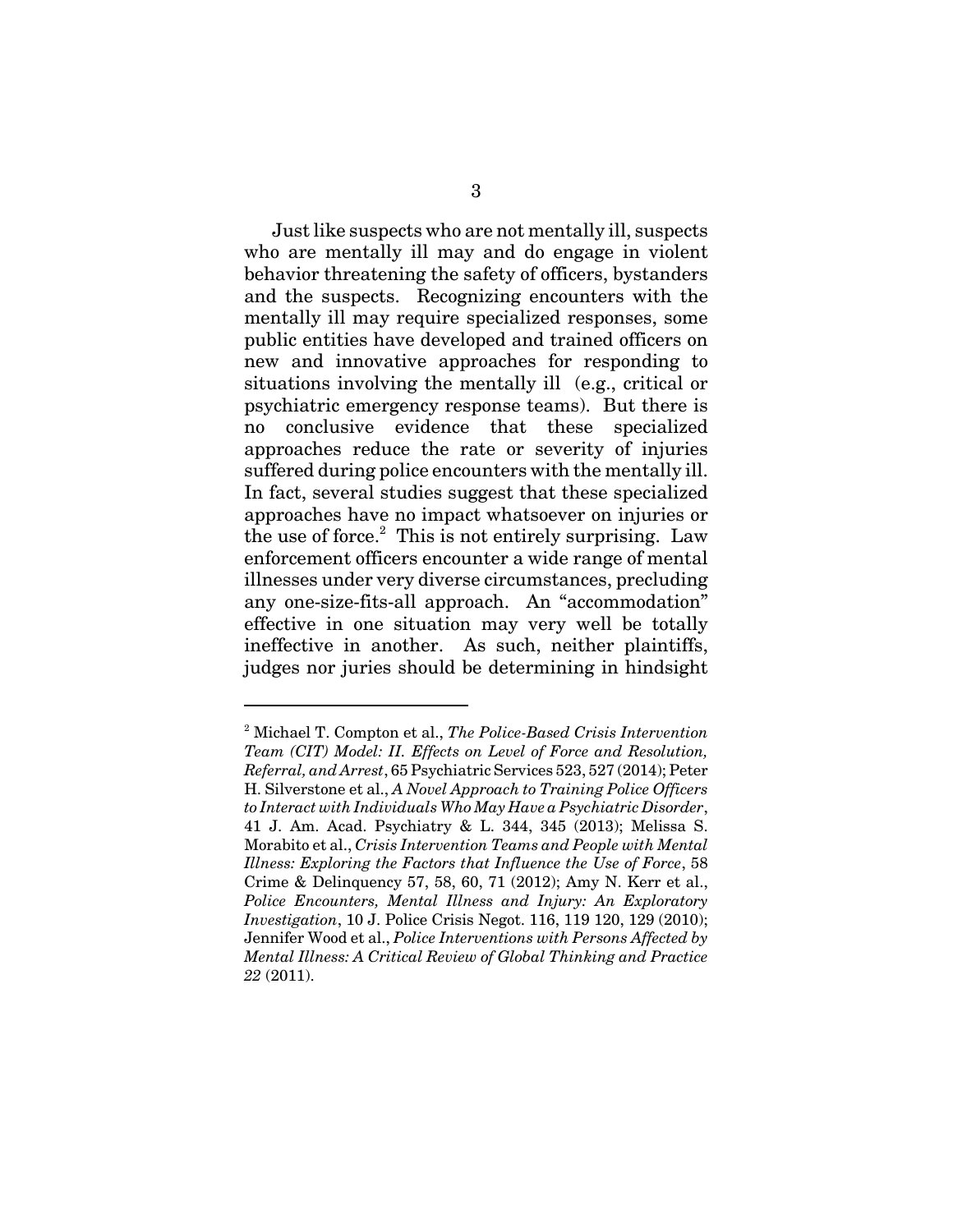Just like suspects who are not mentally ill, suspects who are mentally ill may and do engage in violent behavior threatening the safety of officers, bystanders and the suspects. Recognizing encounters with the mentally ill may require specialized responses, some public entities have developed and trained officers on new and innovative approaches for responding to situations involving the mentally ill (e.g., critical or psychiatric emergency response teams). But there is no conclusive evidence that these specialized approaches reduce the rate or severity of injuries suffered during police encounters with the mentally ill. In fact, several studies suggest that these specialized approaches have no impact whatsoever on injuries or the use of force.[2] This is not entirely surprising. Law enforcement officers encounter a wide range of mental illnesses under very diverse circumstances, precluding any one-size-fits-all approach. An "accommodation" effective in one situation may very well be totally ineffective in another. As such, neither plaintiffs, judges nor juries should be determining in hindsight

---

[2] Michael T. Compton et al., *The Police-Based Crisis Intervention Team (CIT) Model: II. Effects on Level of Force and Resolution, Referral, and Arrest*, 65 Psychiatric Services 523, 527 (2014); Peter H. Silverstone et al., *A Novel Approach to Training Police Officers to Interact with Individuals Who May Have a Psychiatric Disorder*, 41 J. Am. Acad. Psychiatry & L. 344, 345 (2013); Melissa S. Morabito et al., *Crisis Intervention Teams and People with Mental Illness: Exploring the Factors that Influence the Use of Force*, 58 Crime & Delinquency 57, 58, 60, 71 (2012); Amy N. Kerr et al., *Police Encounters, Mental Illness and Injury: An Exploratory Investigation*, 10 J. Police Crisis Negot. 116, 119 120, 129 (2010); Jennifer Wood et al., *Police Interventions with Persons Affected by Mental Illness: A Critical Review of Global Thinking and Practice 22* (2011).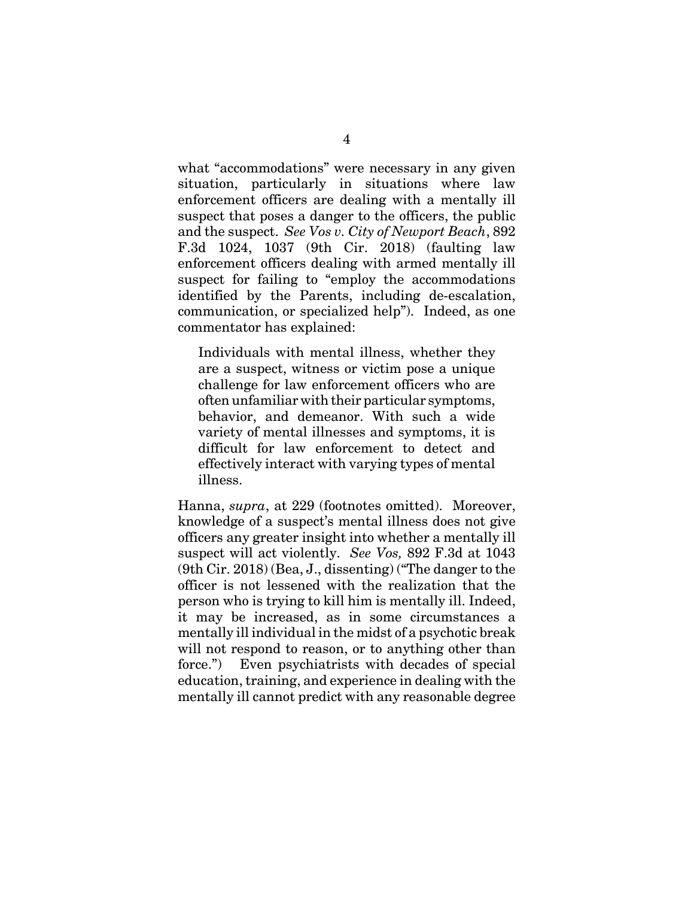what "accommodations" were necessary in any given situation, particularly in situations where law enforcement officers are dealing with a mentally ill suspect that poses a danger to the officers, the public and the suspect. *See Vos v. City of Newport Beach*, 892 F.3d 1024, 1037 (9th Cir. 2018) (faulting law enforcement officers dealing with armed mentally ill suspect for failing to "employ the accommodations identified by the Parents, including de-escalation, communication, or specialized help"). Indeed, as one commentator has explained:

> Individuals with mental illness, whether they are a suspect, witness or victim pose a unique challenge for law enforcement officers who are often unfamiliar with their particular symptoms, behavior, and demeanor. With such a wide variety of mental illnesses and symptoms, it is difficult for law enforcement to detect and effectively interact with varying types of mental illness.

Hanna, *supra*, at 229 (footnotes omitted). Moreover, knowledge of a suspect's mental illness does not give officers any greater insight into whether a mentally ill suspect will act violently. *See Vos,* 892 F.3d at 1043 (9th Cir. 2018) (Bea, J., dissenting) ("The danger to the officer is not lessened with the realization that the person who is trying to kill him is mentally ill. Indeed, it may be increased, as in some circumstances a mentally ill individual in the midst of a psychotic break will not respond to reason, or to anything other than force.") Even psychiatrists with decades of special education, training, and experience in dealing with the mentally ill cannot predict with any reasonable degree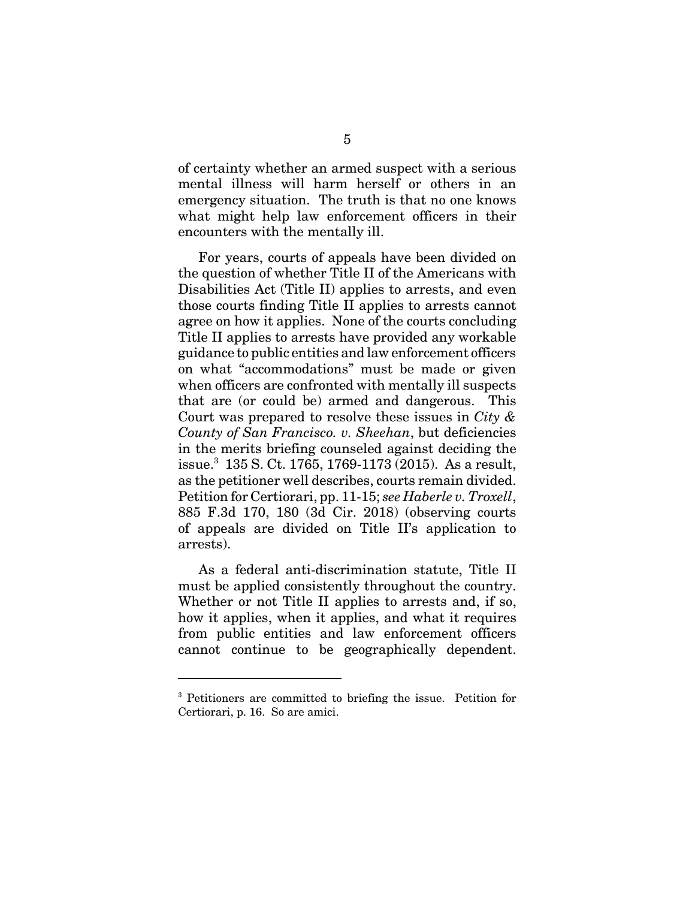of certainty whether an armed suspect with a serious mental illness will harm herself or others in an emergency situation. The truth is that no one knows what might help law enforcement officers in their encounters with the mentally ill.

For years, courts of appeals have been divided on the question of whether Title II of the Americans with Disabilities Act (Title II) applies to arrests, and even those courts finding Title II applies to arrests cannot agree on how it applies. None of the courts concluding Title II applies to arrests have provided any workable guidance to public entities and law enforcement officers on what "accommodations" must be made or given when officers are confronted with mentally ill suspects that are (or could be) armed and dangerous. This Court was prepared to resolve these issues in *City & County of San Francisco. v. Sheehan*, but deficiencies in the merits briefing counseled against deciding the issue.[3] 135 S. Ct. 1765, 1769-1173 (2015). As a result, as the petitioner well describes, courts remain divided. Petition for Certiorari, pp. 11-15; *see Haberle v. Troxell*, 885 F.3d 170, 180 (3d Cir. 2018) (observing courts of appeals are divided on Title II's application to arrests).

As a federal anti-discrimination statute, Title II must be applied consistently throughout the country. Whether or not Title II applies to arrests and, if so, how it applies, when it applies, and what it requires from public entities and law enforcement officers cannot continue to be geographically dependent.

---

[3] Petitioners are committed to briefing the issue. Petition for Certiorari, p. 16. So are amici.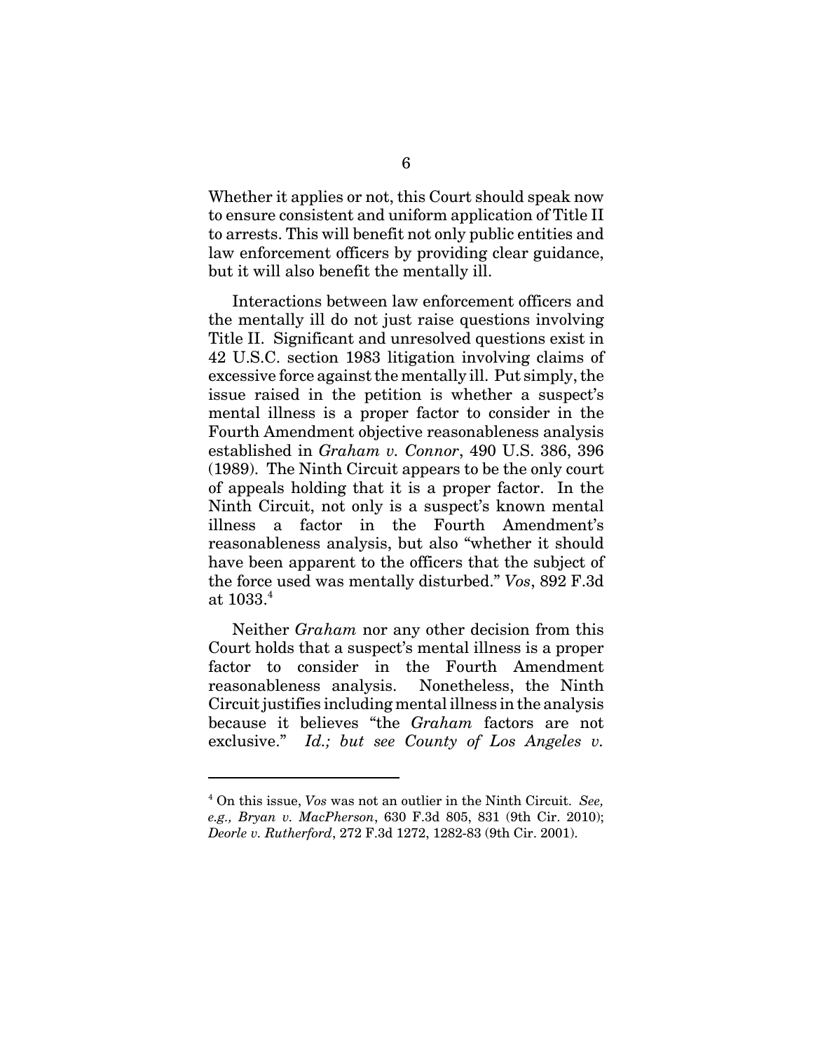Whether it applies or not, this Court should speak now to ensure consistent and uniform application of Title II to arrests. This will benefit not only public entities and law enforcement officers by providing clear guidance, but it will also benefit the mentally ill.

Interactions between law enforcement officers and the mentally ill do not just raise questions involving Title II. Significant and unresolved questions exist in 42 U.S.C. section 1983 litigation involving claims of excessive force against the mentally ill. Put simply, the issue raised in the petition is whether a suspect's mental illness is a proper factor to consider in the Fourth Amendment objective reasonableness analysis established in *Graham v. Connor*, 490 U.S. 386, 396 (1989). The Ninth Circuit appears to be the only court of appeals holding that it is a proper factor. In the Ninth Circuit, not only is a suspect's known mental illness a factor in the Fourth Amendment's reasonableness analysis, but also "whether it should have been apparent to the officers that the subject of the force used was mentally disturbed." *Vos*, 892 F.3d at 1033.[4]

Neither *Graham* nor any other decision from this Court holds that a suspect's mental illness is a proper factor to consider in the Fourth Amendment reasonableness analysis. Nonetheless, the Ninth Circuit justifies including mental illness in the analysis because it believes "the *Graham* factors are not exclusive." *Id.; but see County of Los Angeles v.*

---

[4] On this issue, *Vos* was not an outlier in the Ninth Circuit. *See, e.g., Bryan v. MacPherson*, 630 F.3d 805, 831 (9th Cir. 2010); *Deorle v. Rutherford*, 272 F.3d 1272, 1282-83 (9th Cir. 2001).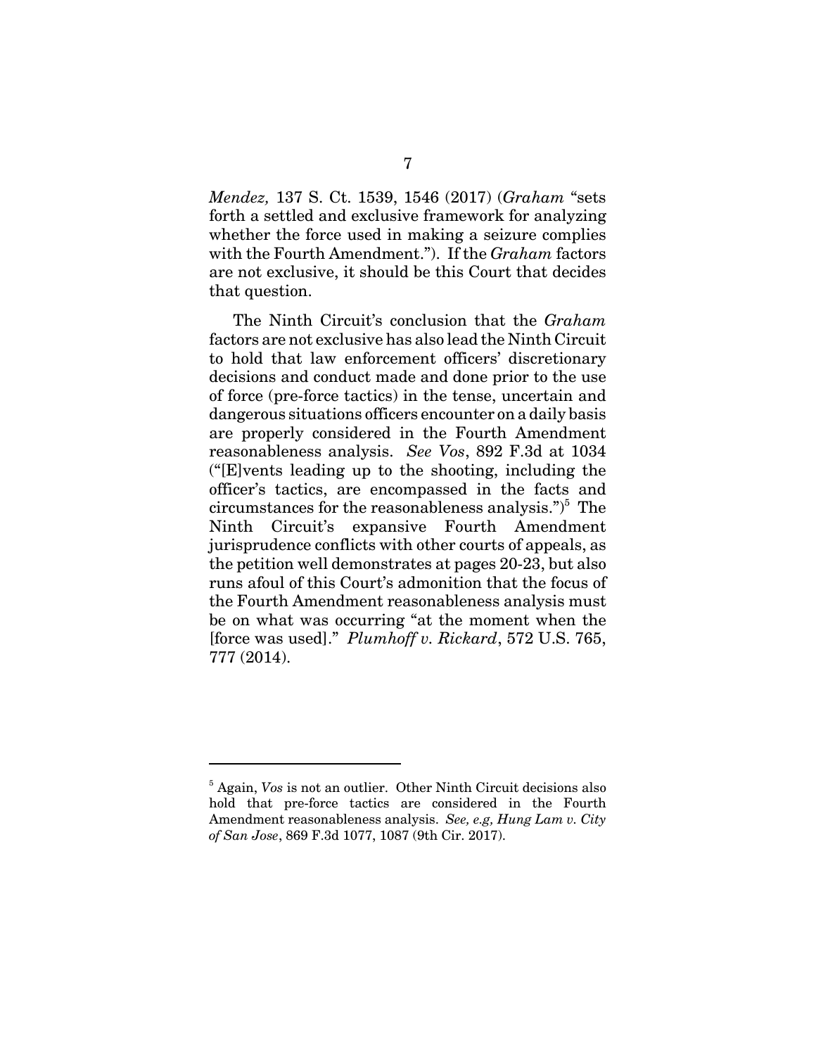*Mendez,* 137 S. Ct. 1539, 1546 (2017) (*Graham* "sets forth a settled and exclusive framework for analyzing whether the force used in making a seizure complies with the Fourth Amendment."). If the *Graham* factors are not exclusive, it should be this Court that decides that question.

The Ninth Circuit's conclusion that the *Graham* factors are not exclusive has also lead the Ninth Circuit to hold that law enforcement officers' discretionary decisions and conduct made and done prior to the use of force (pre-force tactics) in the tense, uncertain and dangerous situations officers encounter on a daily basis are properly considered in the Fourth Amendment reasonableness analysis. *See Vos*, 892 F.3d at 1034 ("[E]vents leading up to the shooting, including the officer's tactics, are encompassed in the facts and circumstances for the reasonableness analysis.")[5] The Ninth Circuit's expansive Fourth Amendment jurisprudence conflicts with other courts of appeals, as the petition well demonstrates at pages 20-23, but also runs afoul of this Court's admonition that the focus of the Fourth Amendment reasonableness analysis must be on what was occurring "at the moment when the [force was used]." *Plumhoff v. Rickard*, 572 U.S. 765, 777 (2014).

---

[5] Again, *Vos* is not an outlier. Other Ninth Circuit decisions also hold that pre-force tactics are considered in the Fourth Amendment reasonableness analysis. *See, e.g, Hung Lam v. City of San Jose*, 869 F.3d 1077, 1087 (9th Cir. 2017).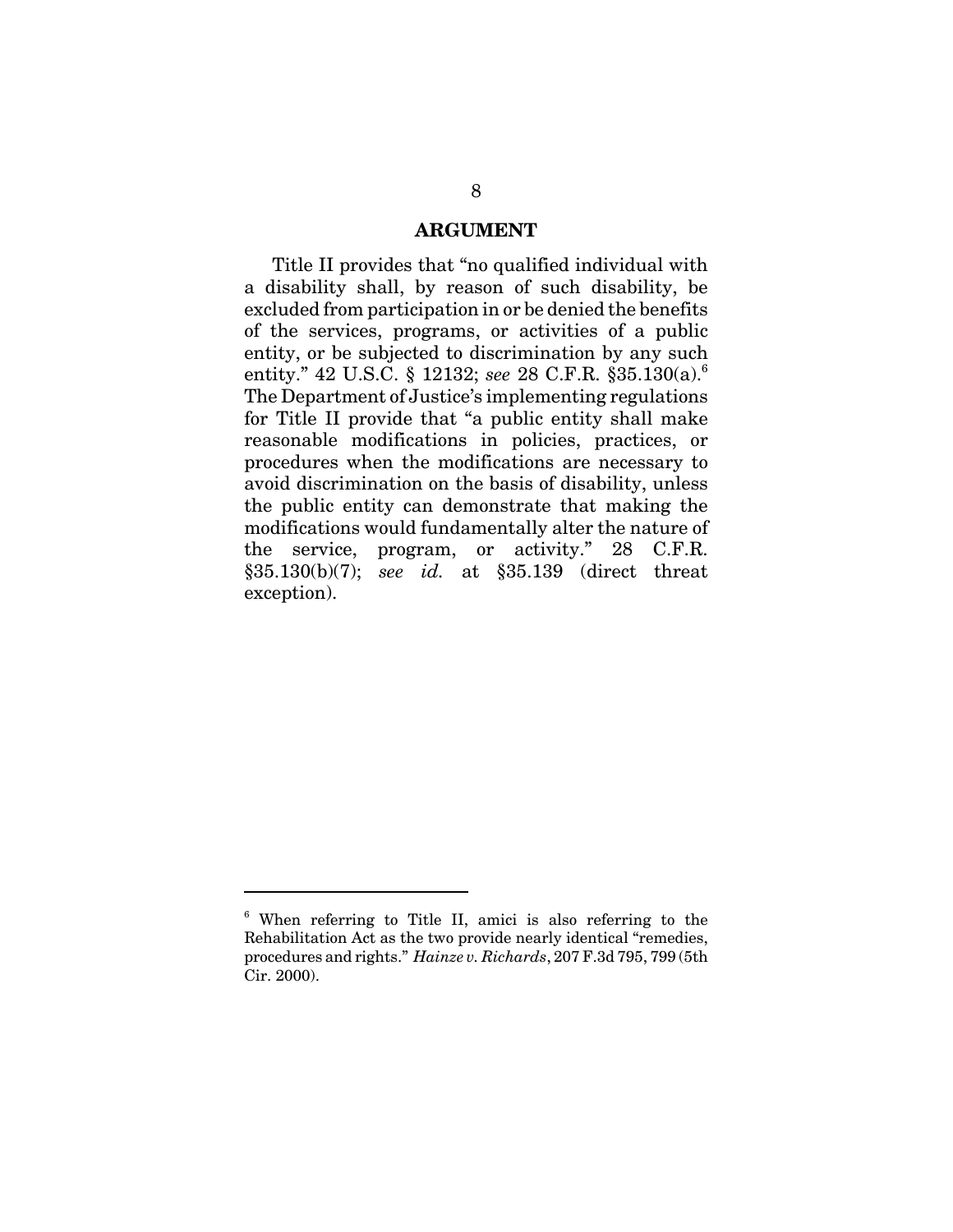## ARGUMENT

Title II provides that "no qualified individual with a disability shall, by reason of such disability, be excluded from participation in or be denied the benefits of the services, programs, or activities of a public entity, or be subjected to discrimination by any such entity." 42 U.S.C. § 12132; *see* 28 C.F.R. §35.130(a).[6] The Department of Justice's implementing regulations for Title II provide that "a public entity shall make reasonable modifications in policies, practices, or procedures when the modifications are necessary to avoid discrimination on the basis of disability, unless the public entity can demonstrate that making the modifications would fundamentally alter the nature of the service, program, or activity." 28 C.F.R. §35.130(b)(7); *see id.* at §35.139 (direct threat exception).

---

[6] When referring to Title II, amici is also referring to the Rehabilitation Act as the two provide nearly identical "remedies, procedures and rights." *Hainze v. Richards*, 207 F.3d 795, 799 (5th Cir. 2000).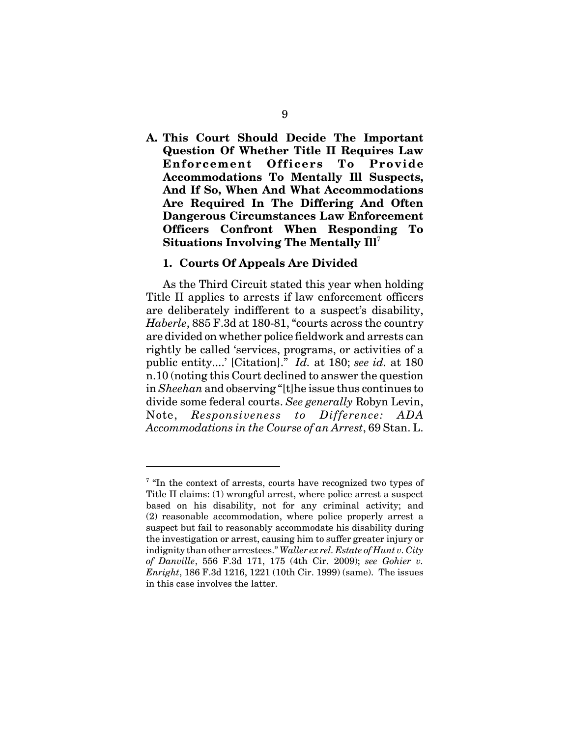### A. This Court Should Decide The Important Question Of Whether Title II Requires Law Enforcement Officers To Provide Accommodations To Mentally Ill Suspects, And If So, When And What Accommodations Are Required In The Differing And Often Dangerous Circumstances Law Enforcement Officers Confront When Responding To Situations Involving The Mentally Ill[7]

#### 1. Courts Of Appeals Are Divided

As the Third Circuit stated this year when holding Title II applies to arrests if law enforcement officers are deliberately indifferent to a suspect's disability, *Haberle*, 885 F.3d at 180-81, "courts across the country are divided on whether police fieldwork and arrests can rightly be called 'services, programs, or activities of a public entity....' [Citation]." *Id.* at 180; *see id.* at 180 n.10 (noting this Court declined to answer the question in *Sheehan* and observing "[t]he issue thus continues to divide some federal courts. *See generally* Robyn Levin, Note, *Responsiveness to Difference: ADA Accommodations in the Course of an Arrest*, 69 Stan. L.

---

[7] "In the context of arrests, courts have recognized two types of Title II claims: (1) wrongful arrest, where police arrest a suspect based on his disability, not for any criminal activity; and (2) reasonable accommodation, where police properly arrest a suspect but fail to reasonably accommodate his disability during the investigation or arrest, causing him to suffer greater injury or indignity than other arrestees." *Waller ex rel. Estate of Hunt v. City of Danville*, 556 F.3d 171, 175 (4th Cir. 2009); *see Gohier v. Enright*, 186 F.3d 1216, 1221 (10th Cir. 1999) (same). The issues in this case involves the latter.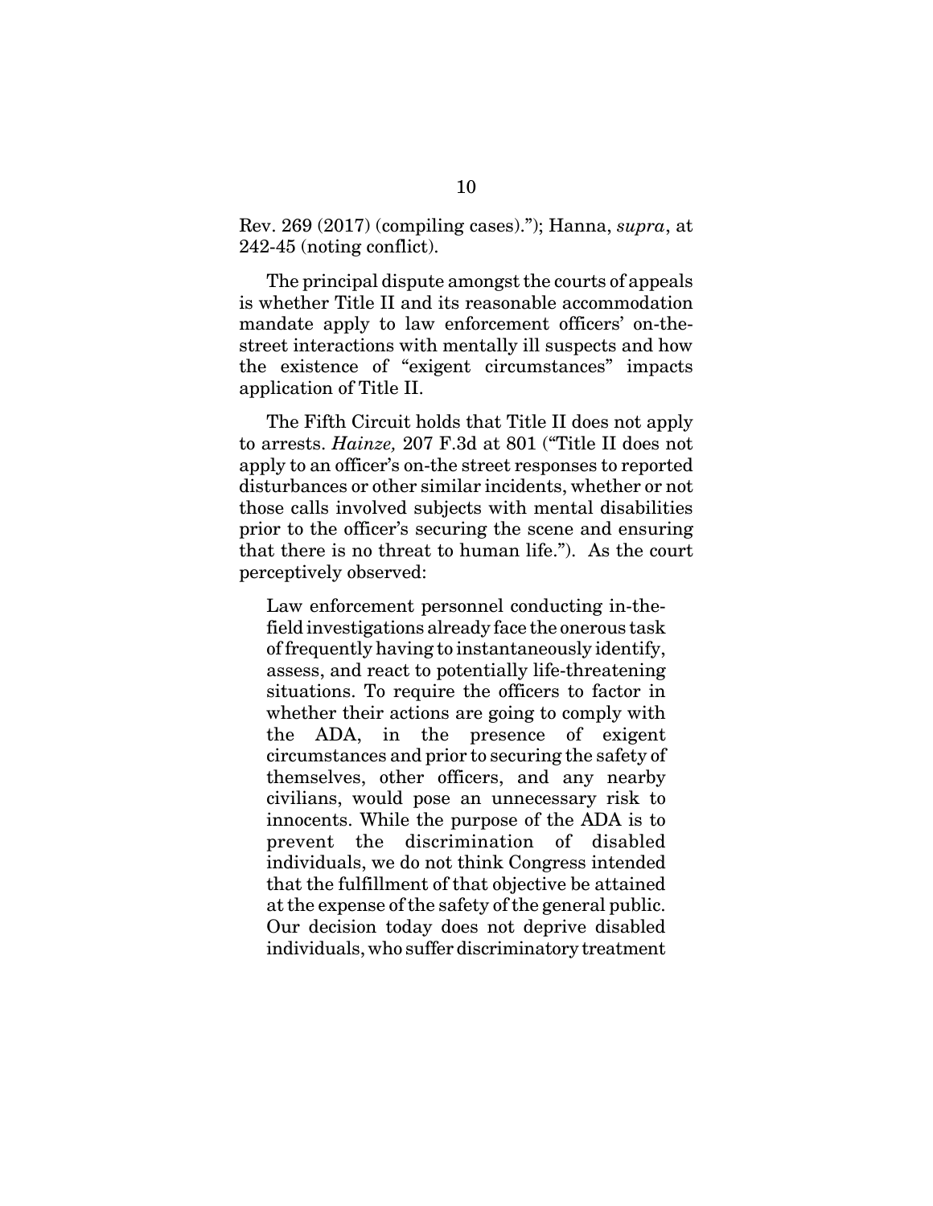Rev. 269 (2017) (compiling cases)."); Hanna, *supra*, at 242-45 (noting conflict).

The principal dispute amongst the courts of appeals is whether Title II and its reasonable accommodation mandate apply to law enforcement officers' on-the-street interactions with mentally ill suspects and how the existence of "exigent circumstances" impacts application of Title II.

The Fifth Circuit holds that Title II does not apply to arrests. *Hainze,* 207 F.3d at 801 ("Title II does not apply to an officer's on-the street responses to reported disturbances or other similar incidents, whether or not those calls involved subjects with mental disabilities prior to the officer's securing the scene and ensuring that there is no threat to human life."). As the court perceptively observed:

> Law enforcement personnel conducting in-the-field investigations already face the onerous task of frequently having to instantaneously identify, assess, and react to potentially life-threatening situations. To require the officers to factor in whether their actions are going to comply with the ADA, in the presence of exigent circumstances and prior to securing the safety of themselves, other officers, and any nearby civilians, would pose an unnecessary risk to innocents. While the purpose of the ADA is to prevent the discrimination of disabled individuals, we do not think Congress intended that the fulfillment of that objective be attained at the expense of the safety of the general public. Our decision today does not deprive disabled individuals, who suffer discriminatory treatment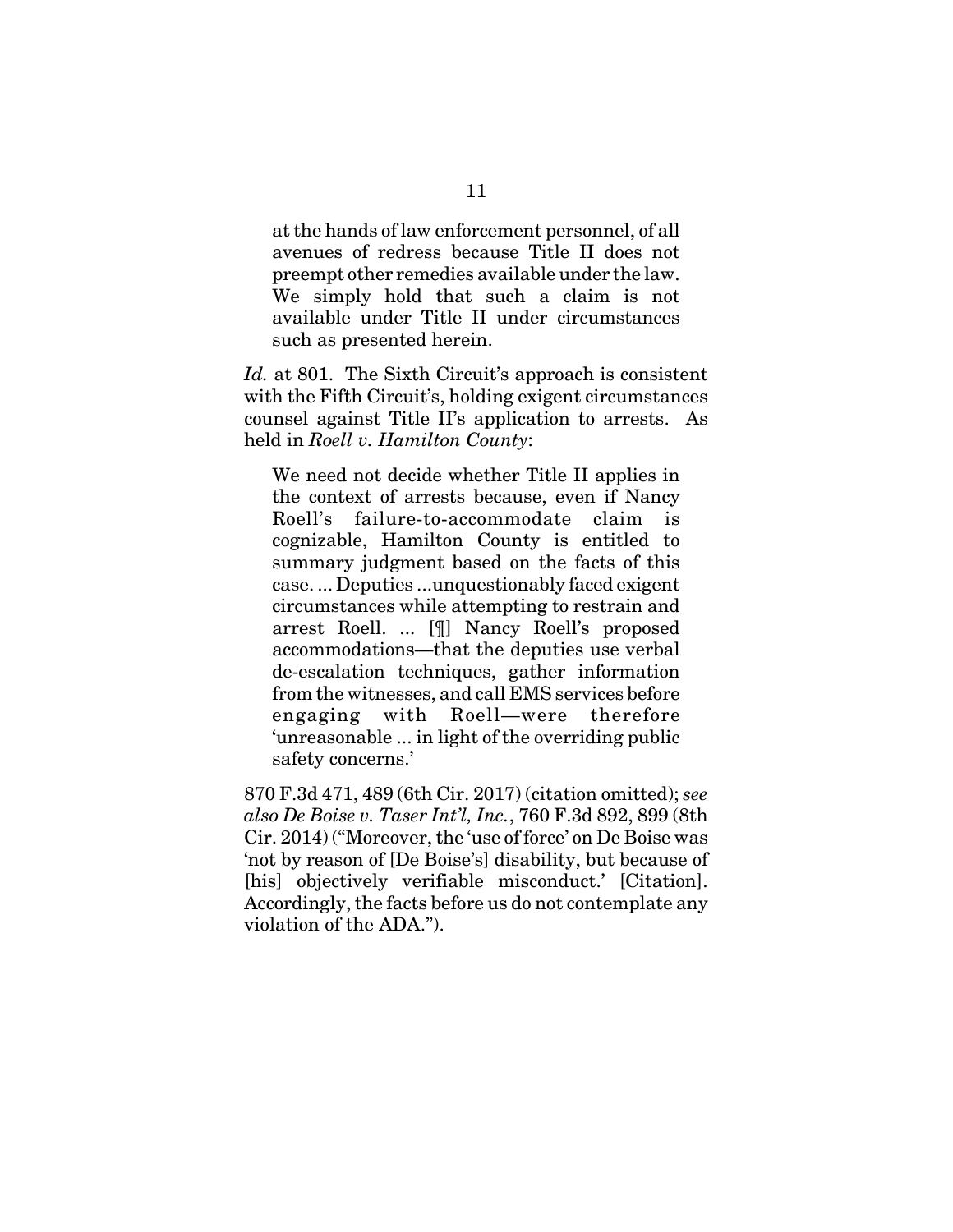> at the hands of law enforcement personnel, of all avenues of redress because Title II does not preempt other remedies available under the law. We simply hold that such a claim is not available under Title II under circumstances such as presented herein.

*Id.* at 801. The Sixth Circuit's approach is consistent with the Fifth Circuit's, holding exigent circumstances counsel against Title II's application to arrests. As held in *Roell v. Hamilton County*:

> We need not decide whether Title II applies in the context of arrests because, even if Nancy Roell's failure-to-accommodate claim is cognizable, Hamilton County is entitled to summary judgment based on the facts of this case. ... Deputies ...unquestionably faced exigent circumstances while attempting to restrain and arrest Roell. ... [¶] Nancy Roell's proposed accommodations—that the deputies use verbal de-escalation techniques, gather information from the witnesses, and call EMS services before engaging with Roell—were therefore 'unreasonable ... in light of the overriding public safety concerns.'

870 F.3d 471, 489 (6th Cir. 2017) (citation omitted); *see also De Boise v. Taser Int'l, Inc.*, 760 F.3d 892, 899 (8th Cir. 2014) ("Moreover, the 'use of force' on De Boise was 'not by reason of [De Boise's] disability, but because of [his] objectively verifiable misconduct.' [Citation]. Accordingly, the facts before us do not contemplate any violation of the ADA.").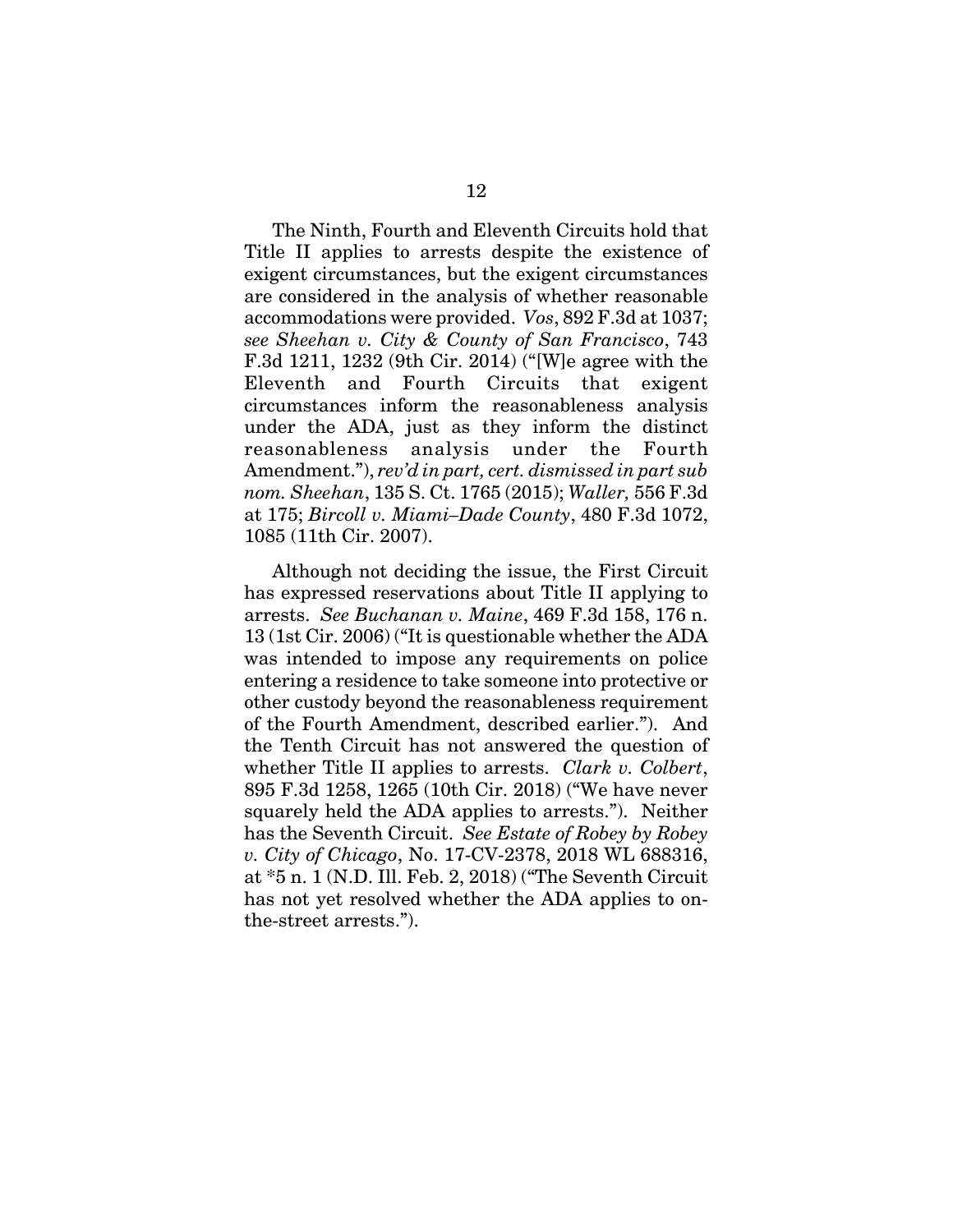The Ninth, Fourth and Eleventh Circuits hold that Title II applies to arrests despite the existence of exigent circumstances, but the exigent circumstances are considered in the analysis of whether reasonable accommodations were provided. *Vos*, 892 F.3d at 1037; *see Sheehan v. City & County of San Francisco*, 743 F.3d 1211, 1232 (9th Cir. 2014) ("[W]e agree with the Eleventh and Fourth Circuits that exigent circumstances inform the reasonableness analysis under the ADA, just as they inform the distinct reasonableness analysis under the Fourth Amendment."), *rev'd in part, cert. dismissed in part sub nom. Sheehan*, 135 S. Ct. 1765 (2015); *Waller,* 556 F.3d at 175; *Bircoll v. Miami–Dade County*, 480 F.3d 1072, 1085 (11th Cir. 2007).

Although not deciding the issue, the First Circuit has expressed reservations about Title II applying to arrests. *See Buchanan v. Maine*, 469 F.3d 158, 176 n. 13 (1st Cir. 2006) ("It is questionable whether the ADA was intended to impose any requirements on police entering a residence to take someone into protective or other custody beyond the reasonableness requirement of the Fourth Amendment, described earlier."). And the Tenth Circuit has not answered the question of whether Title II applies to arrests. *Clark v. Colbert*, 895 F.3d 1258, 1265 (10th Cir. 2018) ("We have never squarely held the ADA applies to arrests."). Neither has the Seventh Circuit. *See Estate of Robey by Robey v. City of Chicago*, No. 17-CV-2378, 2018 WL 688316, at *5 n. 1 (N.D. Ill. Feb. 2, 2018) ("The Seventh Circuit has not yet resolved whether the ADA applies to on-the-street arrests.").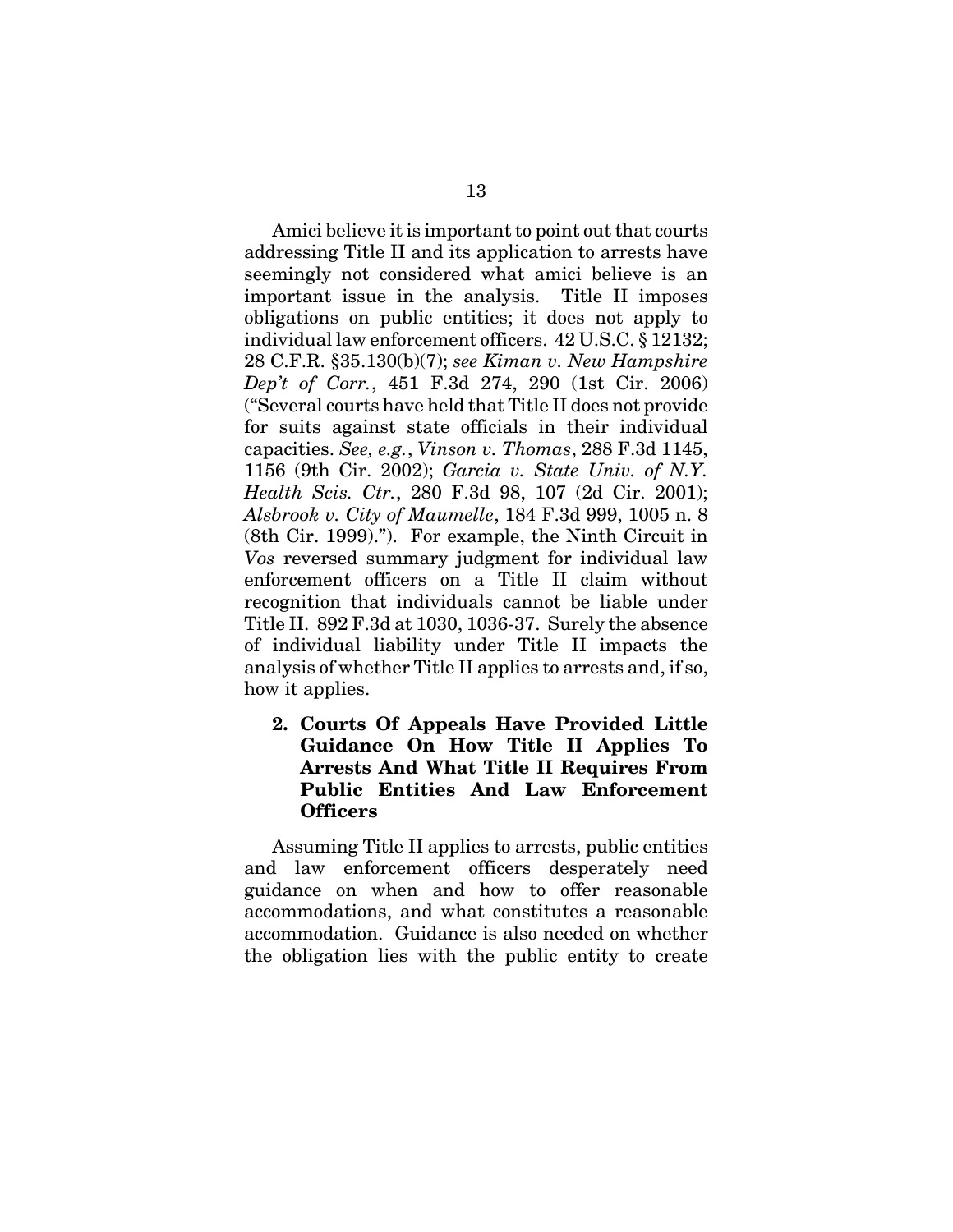Amici believe it is important to point out that courts addressing Title II and its application to arrests have seemingly not considered what amici believe is an important issue in the analysis. Title II imposes obligations on public entities; it does not apply to individual law enforcement officers. 42 U.S.C. § 12132; 28 C.F.R. §35.130(b)(7); *see Kiman v. New Hampshire Dep't of Corr.*, 451 F.3d 274, 290 (1st Cir. 2006) ("Several courts have held that Title II does not provide for suits against state officials in their individual capacities. *See, e.g.*, *Vinson v. Thomas*, 288 F.3d 1145, 1156 (9th Cir. 2002); *Garcia v. State Univ. of N.Y. Health Scis. Ctr.*, 280 F.3d 98, 107 (2d Cir. 2001); *Alsbrook v. City of Maumelle*, 184 F.3d 999, 1005 n. 8 (8th Cir. 1999)."). For example, the Ninth Circuit in *Vos* reversed summary judgment for individual law enforcement officers on a Title II claim without recognition that individuals cannot be liable under Title II. 892 F.3d at 1030, 1036-37. Surely the absence of individual liability under Title II impacts the analysis of whether Title II applies to arrests and, if so, how it applies.

**2. Courts Of Appeals Have Provided Little Guidance On How Title II Applies To Arrests And What Title II Requires From Public Entities And Law Enforcement Officers**

Assuming Title II applies to arrests, public entities and law enforcement officers desperately need guidance on when and how to offer reasonable accommodations, and what constitutes a reasonable accommodation. Guidance is also needed on whether the obligation lies with the public entity to create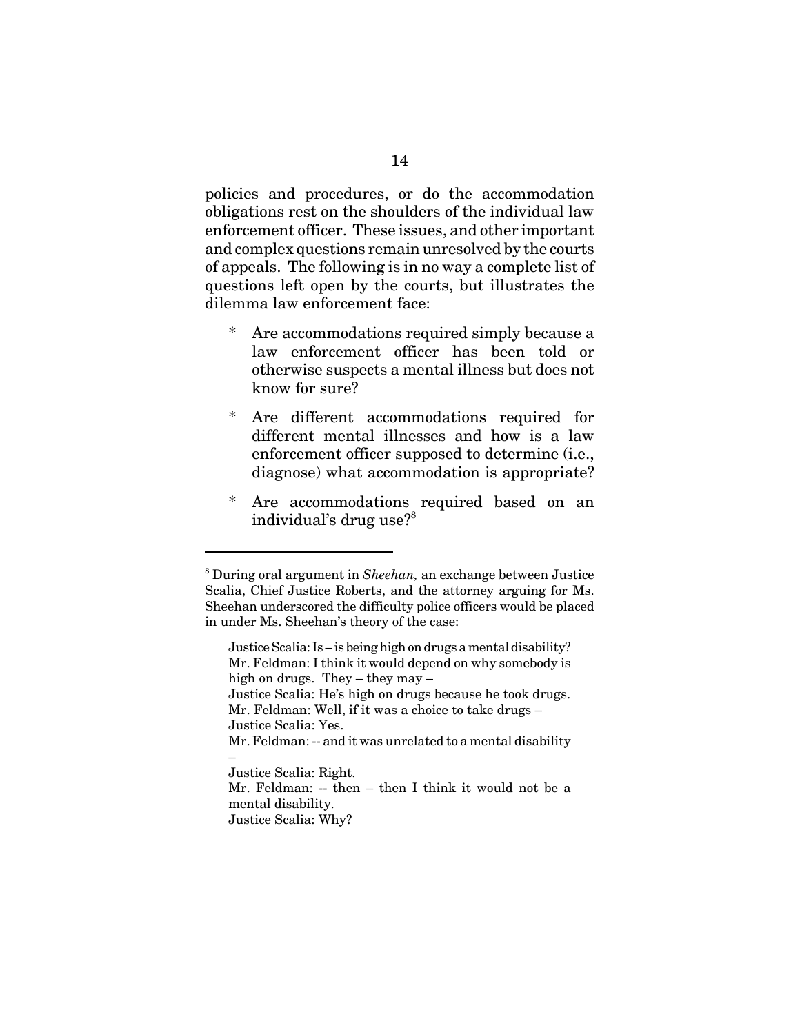policies and procedures, or do the accommodation obligations rest on the shoulders of the individual law enforcement officer. These issues, and other important and complex questions remain unresolved by the courts of appeals. The following is in no way a complete list of questions left open by the courts, but illustrates the dilemma law enforcement face:

* Are accommodations required simply because a law enforcement officer has been told or otherwise suspects a mental illness but does not know for sure?

* Are different accommodations required for different mental illnesses and how is a law enforcement officer supposed to determine (i.e., diagnose) what accommodation is appropriate?

* Are accommodations required based on an individual's drug use?[8]

---

[8] During oral argument in *Sheehan,* an exchange between Justice Scalia, Chief Justice Roberts, and the attorney arguing for Ms. Sheehan underscored the difficulty police officers would be placed in under Ms. Sheehan's theory of the case:

> Justice Scalia: Is – is being high on drugs a mental disability?
> Mr. Feldman: I think it would depend on why somebody is high on drugs. They – they may –
> Justice Scalia: He's high on drugs because he took drugs.
> Mr. Feldman: Well, if it was a choice to take drugs –
> Justice Scalia: Yes.
> Mr. Feldman: -- and it was unrelated to a mental disability –
> Justice Scalia: Right.
> Mr. Feldman: -- then – then I think it would not be a mental disability.
> Justice Scalia: Why?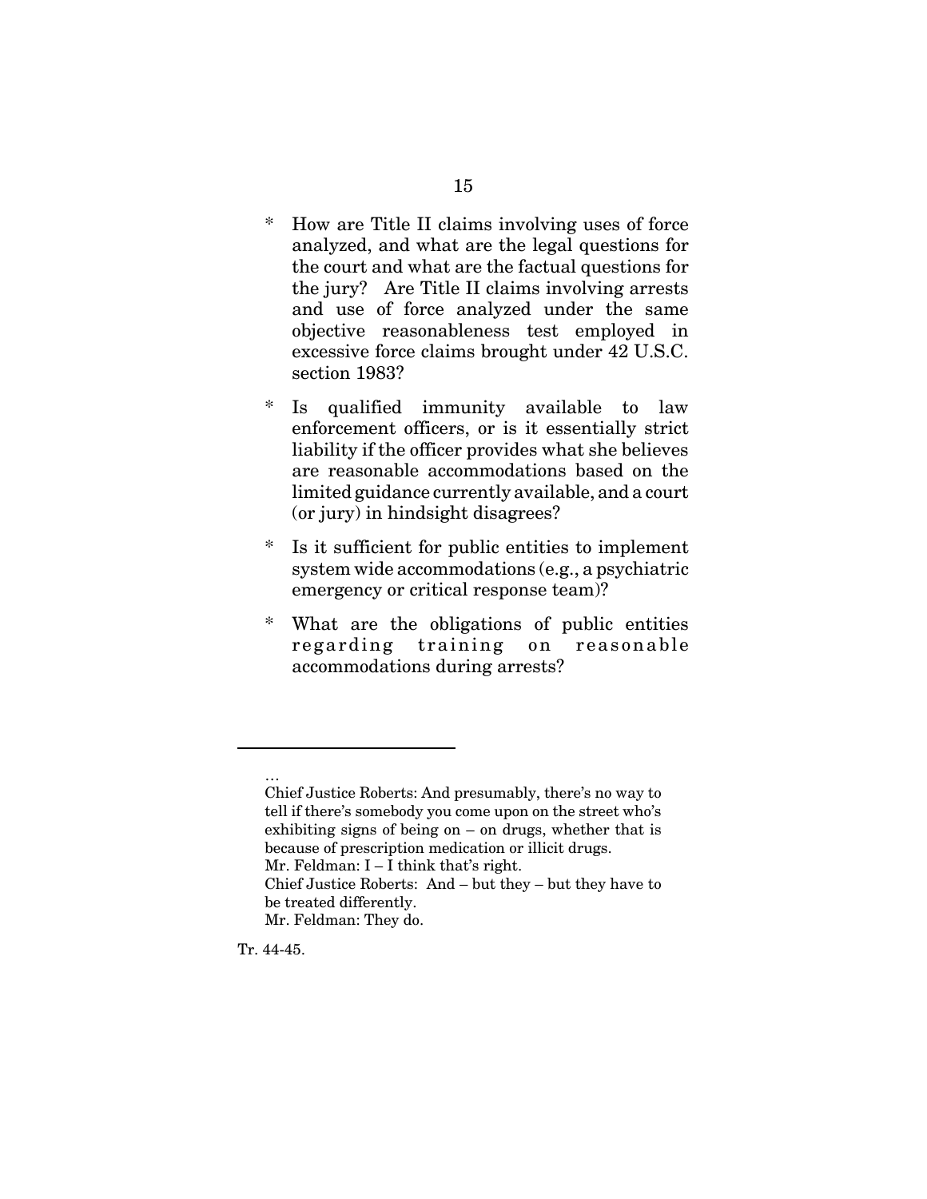* How are Title II claims involving uses of force analyzed, and what are the legal questions for the court and what are the factual questions for the jury? Are Title II claims involving arrests and use of force analyzed under the same objective reasonableness test employed in excessive force claims brought under 42 U.S.C. section 1983?

* Is qualified immunity available to law enforcement officers, or is it essentially strict liability if the officer provides what she believes are reasonable accommodations based on the limited guidance currently available, and a court (or jury) in hindsight disagrees?

* Is it sufficient for public entities to implement system wide accommodations (e.g., a psychiatric emergency or critical response team)?

* What are the obligations of public entities regarding training on reasonable accommodations during arrests?

---

…
Chief Justice Roberts: And presumably, there's no way to tell if there's somebody you come upon on the street who's exhibiting signs of being on – on drugs, whether that is because of prescription medication or illicit drugs.
Mr. Feldman: I – I think that's right.
Chief Justice Roberts: And – but they – but they have to be treated differently.
Mr. Feldman: They do.

Tr. 44-45.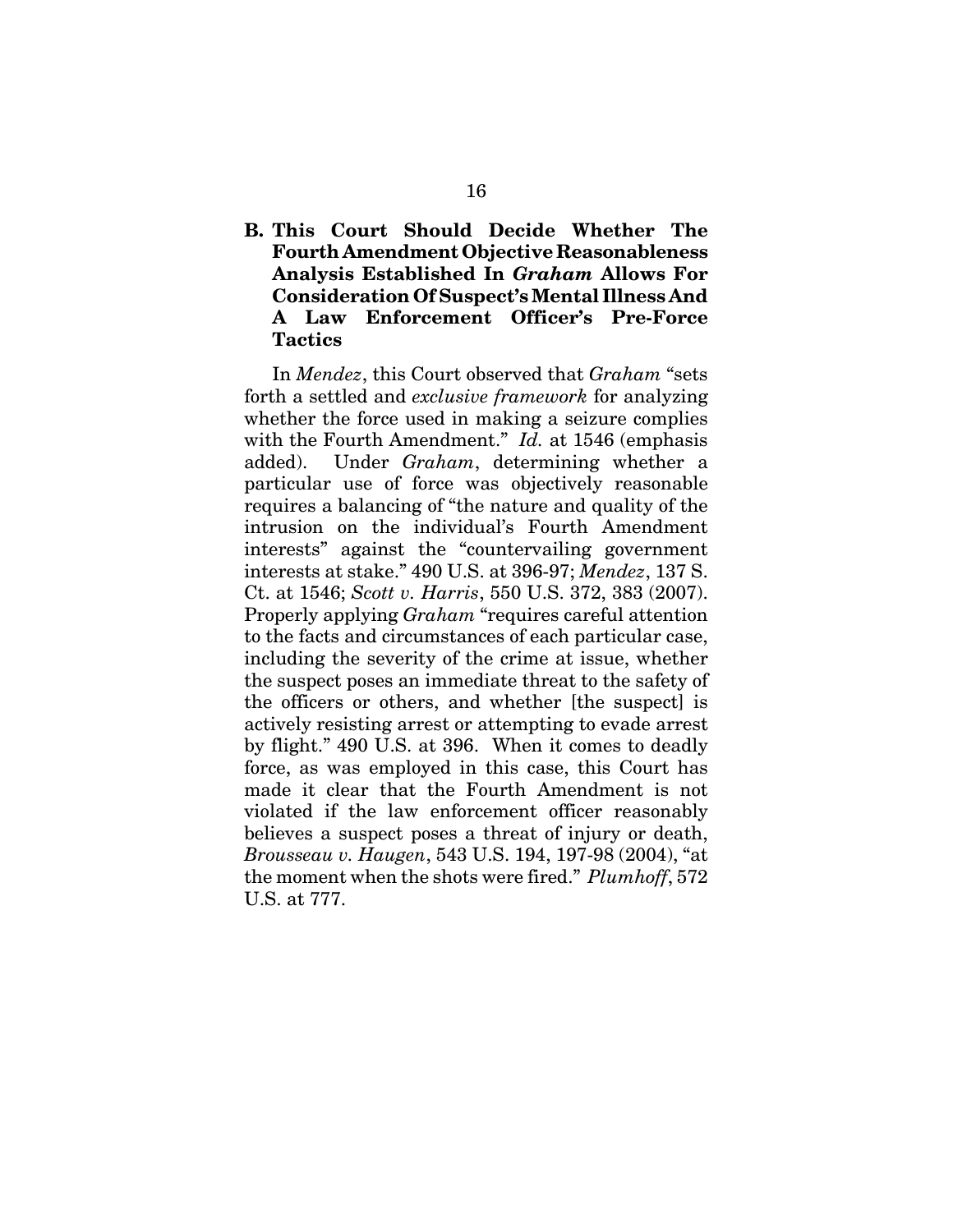### B. This Court Should Decide Whether The Fourth Amendment Objective Reasonableness Analysis Established In *Graham* Allows For Consideration Of Suspect's Mental Illness And A Law Enforcement Officer's Pre-Force Tactics

In *Mendez*, this Court observed that *Graham* "sets forth a settled and *exclusive framework* for analyzing whether the force used in making a seizure complies with the Fourth Amendment." *Id.* at 1546 (emphasis added). Under *Graham*, determining whether a particular use of force was objectively reasonable requires a balancing of "the nature and quality of the intrusion on the individual's Fourth Amendment interests" against the "countervailing government interests at stake." 490 U.S. at 396-97; *Mendez*, 137 S. Ct. at 1546; *Scott v. Harris*, 550 U.S. 372, 383 (2007). Properly applying *Graham* "requires careful attention to the facts and circumstances of each particular case, including the severity of the crime at issue, whether the suspect poses an immediate threat to the safety of the officers or others, and whether [the suspect] is actively resisting arrest or attempting to evade arrest by flight." 490 U.S. at 396. When it comes to deadly force, as was employed in this case, this Court has made it clear that the Fourth Amendment is not violated if the law enforcement officer reasonably believes a suspect poses a threat of injury or death, *Brousseau v. Haugen*, 543 U.S. 194, 197-98 (2004), "at the moment when the shots were fired." *Plumhoff*, 572 U.S. at 777.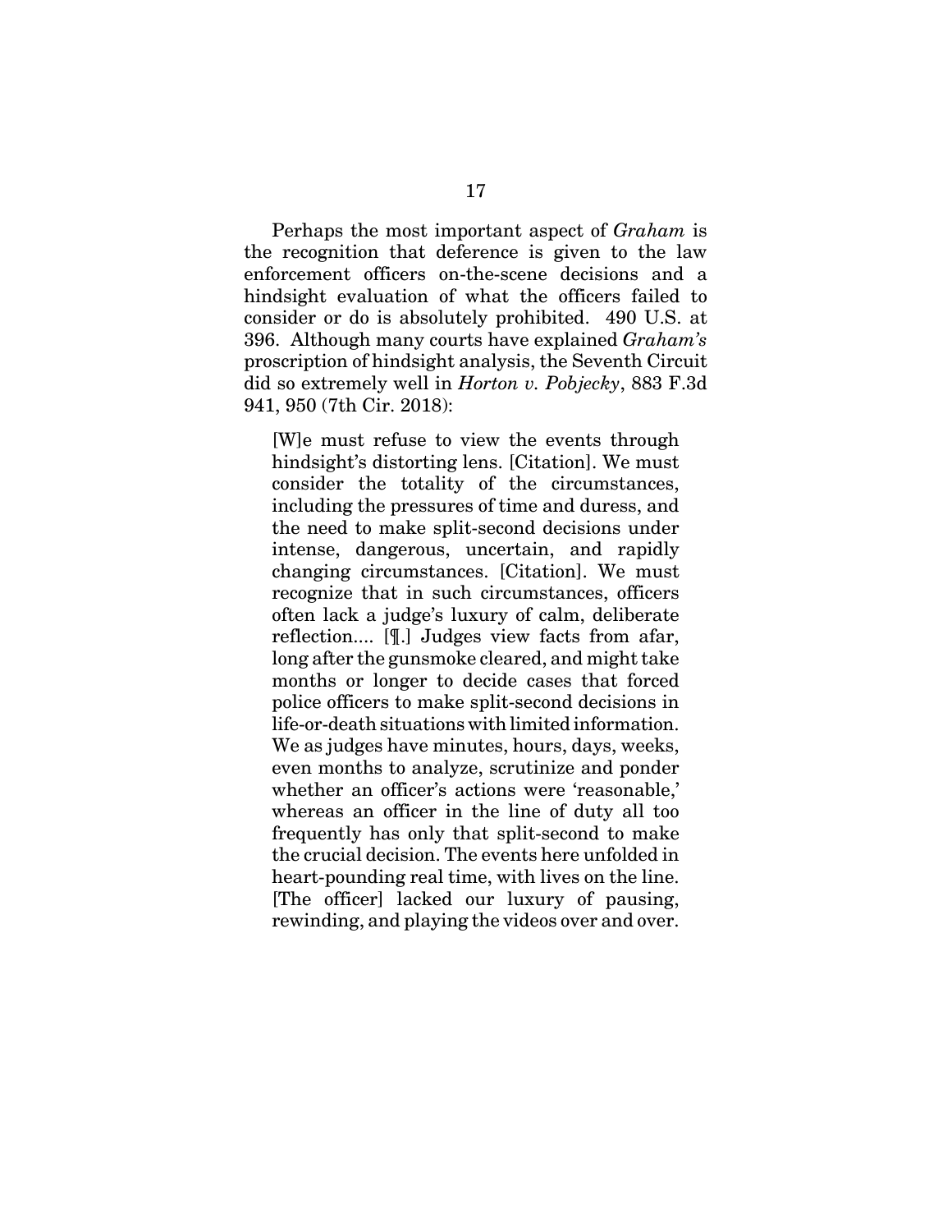Perhaps the most important aspect of *Graham* is the recognition that deference is given to the law enforcement officers on-the-scene decisions and a hindsight evaluation of what the officers failed to consider or do is absolutely prohibited. 490 U.S. at 396. Although many courts have explained *Graham's* proscription of hindsight analysis, the Seventh Circuit did so extremely well in *Horton v. Pobjecky*, 883 F.3d 941, 950 (7th Cir. 2018):

> [W]e must refuse to view the events through hindsight's distorting lens. [Citation]. We must consider the totality of the circumstances, including the pressures of time and duress, and the need to make split-second decisions under intense, dangerous, uncertain, and rapidly changing circumstances. [Citation]. We must recognize that in such circumstances, officers often lack a judge's luxury of calm, deliberate reflection.... [¶.] Judges view facts from afar, long after the gunsmoke cleared, and might take months or longer to decide cases that forced police officers to make split-second decisions in life-or-death situations with limited information. We as judges have minutes, hours, days, weeks, even months to analyze, scrutinize and ponder whether an officer's actions were 'reasonable,' whereas an officer in the line of duty all too frequently has only that split-second to make the crucial decision. The events here unfolded in heart-pounding real time, with lives on the line. [The officer] lacked our luxury of pausing, rewinding, and playing the videos over and over.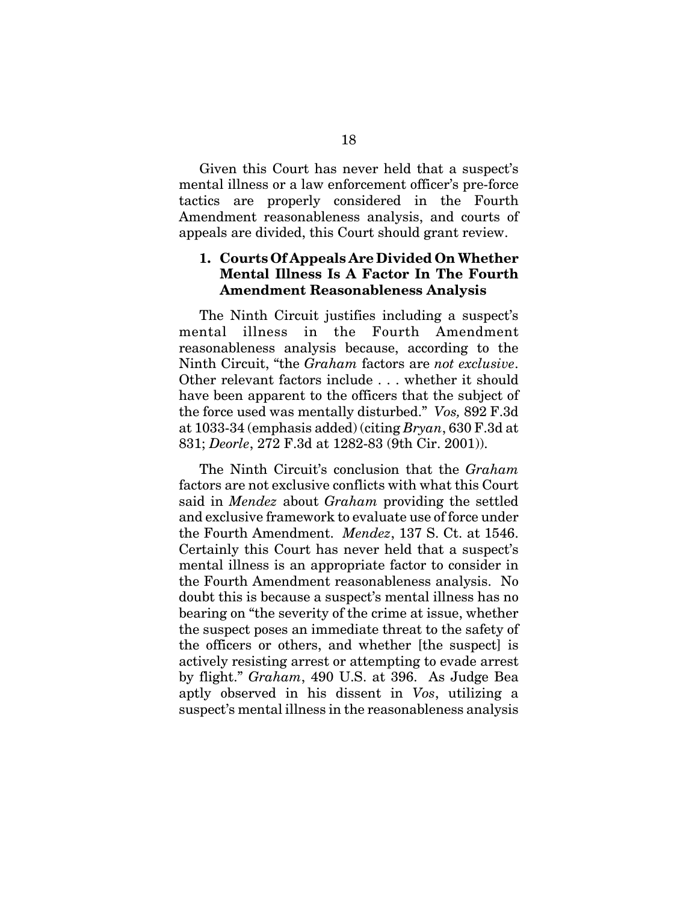Given this Court has never held that a suspect's mental illness or a law enforcement officer's pre-force tactics are properly considered in the Fourth Amendment reasonableness analysis, and courts of appeals are divided, this Court should grant review.

### 1. Courts Of Appeals Are Divided On Whether Mental Illness Is A Factor In The Fourth Amendment Reasonableness Analysis

The Ninth Circuit justifies including a suspect's mental illness in the Fourth Amendment reasonableness analysis because, according to the Ninth Circuit, "the *Graham* factors are *not exclusive*. Other relevant factors include . . . whether it should have been apparent to the officers that the subject of the force used was mentally disturbed." *Vos,* 892 F.3d at 1033-34 (emphasis added) (citing *Bryan*, 630 F.3d at 831; *Deorle*, 272 F.3d at 1282-83 (9th Cir. 2001)).

The Ninth Circuit's conclusion that the *Graham* factors are not exclusive conflicts with what this Court said in *Mendez* about *Graham* providing the settled and exclusive framework to evaluate use of force under the Fourth Amendment. *Mendez*, 137 S. Ct. at 1546. Certainly this Court has never held that a suspect's mental illness is an appropriate factor to consider in the Fourth Amendment reasonableness analysis. No doubt this is because a suspect's mental illness has no bearing on "the severity of the crime at issue, whether the suspect poses an immediate threat to the safety of the officers or others, and whether [the suspect] is actively resisting arrest or attempting to evade arrest by flight." *Graham*, 490 U.S. at 396. As Judge Bea aptly observed in his dissent in *Vos*, utilizing a suspect's mental illness in the reasonableness analysis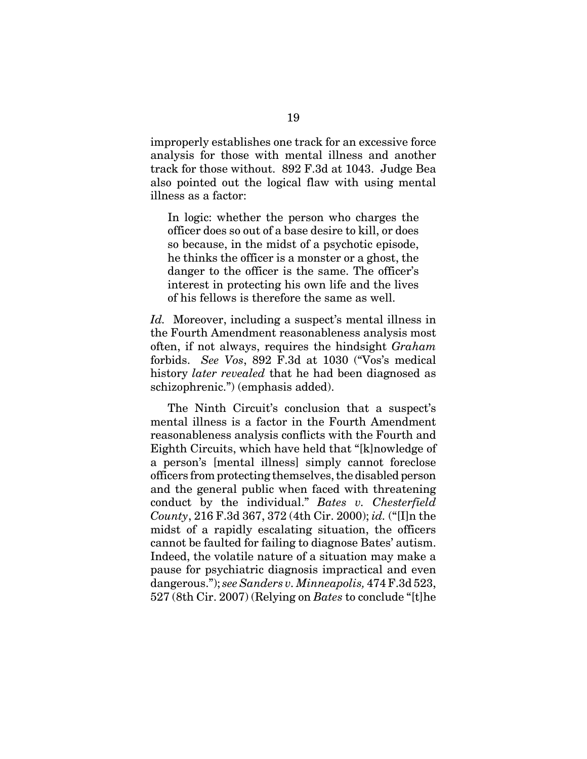improperly establishes one track for an excessive force analysis for those with mental illness and another track for those without. 892 F.3d at 1043. Judge Bea also pointed out the logical flaw with using mental illness as a factor:

> In logic: whether the person who charges the officer does so out of a base desire to kill, or does so because, in the midst of a psychotic episode, he thinks the officer is a monster or a ghost, the danger to the officer is the same. The officer's interest in protecting his own life and the lives of his fellows is therefore the same as well.

*Id.* Moreover, including a suspect's mental illness in the Fourth Amendment reasonableness analysis most often, if not always, requires the hindsight *Graham* forbids. *See Vos*, 892 F.3d at 1030 ("Vos's medical history *later revealed* that he had been diagnosed as schizophrenic.") (emphasis added).

The Ninth Circuit's conclusion that a suspect's mental illness is a factor in the Fourth Amendment reasonableness analysis conflicts with the Fourth and Eighth Circuits, which have held that "[k]nowledge of a person's [mental illness] simply cannot foreclose officers from protecting themselves, the disabled person and the general public when faced with threatening conduct by the individual." *Bates v. Chesterfield County*, 216 F.3d 367, 372 (4th Cir. 2000); *id.* ("[I]n the midst of a rapidly escalating situation, the officers cannot be faulted for failing to diagnose Bates' autism. Indeed, the volatile nature of a situation may make a pause for psychiatric diagnosis impractical and even dangerous."); *see Sanders v. Minneapolis,* 474 F.3d 523, 527 (8th Cir. 2007) (Relying on *Bates* to conclude "[t]he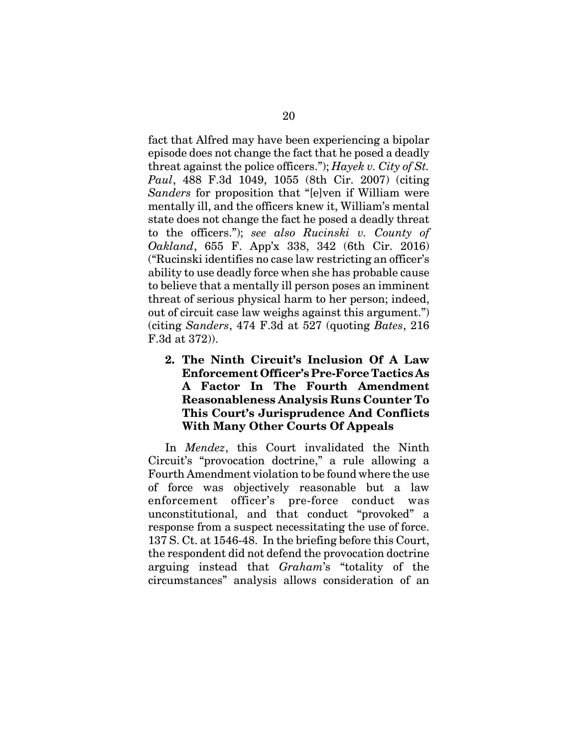fact that Alfred may have been experiencing a bipolar episode does not change the fact that he posed a deadly threat against the police officers."); *Hayek v. City of St. Paul*, 488 F.3d 1049, 1055 (8th Cir. 2007) (citing *Sanders* for proposition that "[e]ven if William were mentally ill, and the officers knew it, William's mental state does not change the fact he posed a deadly threat to the officers."); *see also Rucinski v. County of Oakland*, 655 F. App'x 338, 342 (6th Cir. 2016) ("Rucinski identifies no case law restricting an officer's ability to use deadly force when she has probable cause to believe that a mentally ill person poses an imminent threat of serious physical harm to her person; indeed, out of circuit case law weighs against this argument.") (citing *Sanders*, 474 F.3d at 527 (quoting *Bates*, 216 F.3d at 372)).

**2. The Ninth Circuit's Inclusion Of A Law Enforcement Officer's Pre-Force Tactics As A Factor In The Fourth Amendment Reasonableness Analysis Runs Counter To This Court's Jurisprudence And Conflicts With Many Other Courts Of Appeals**

In *Mendez*, this Court invalidated the Ninth Circuit's "provocation doctrine," a rule allowing a Fourth Amendment violation to be found where the use of force was objectively reasonable but a law enforcement officer's pre-force conduct was unconstitutional, and that conduct "provoked" a response from a suspect necessitating the use of force. 137 S. Ct. at 1546-48. In the briefing before this Court, the respondent did not defend the provocation doctrine arguing instead that *Graham*'s "totality of the circumstances" analysis allows consideration of an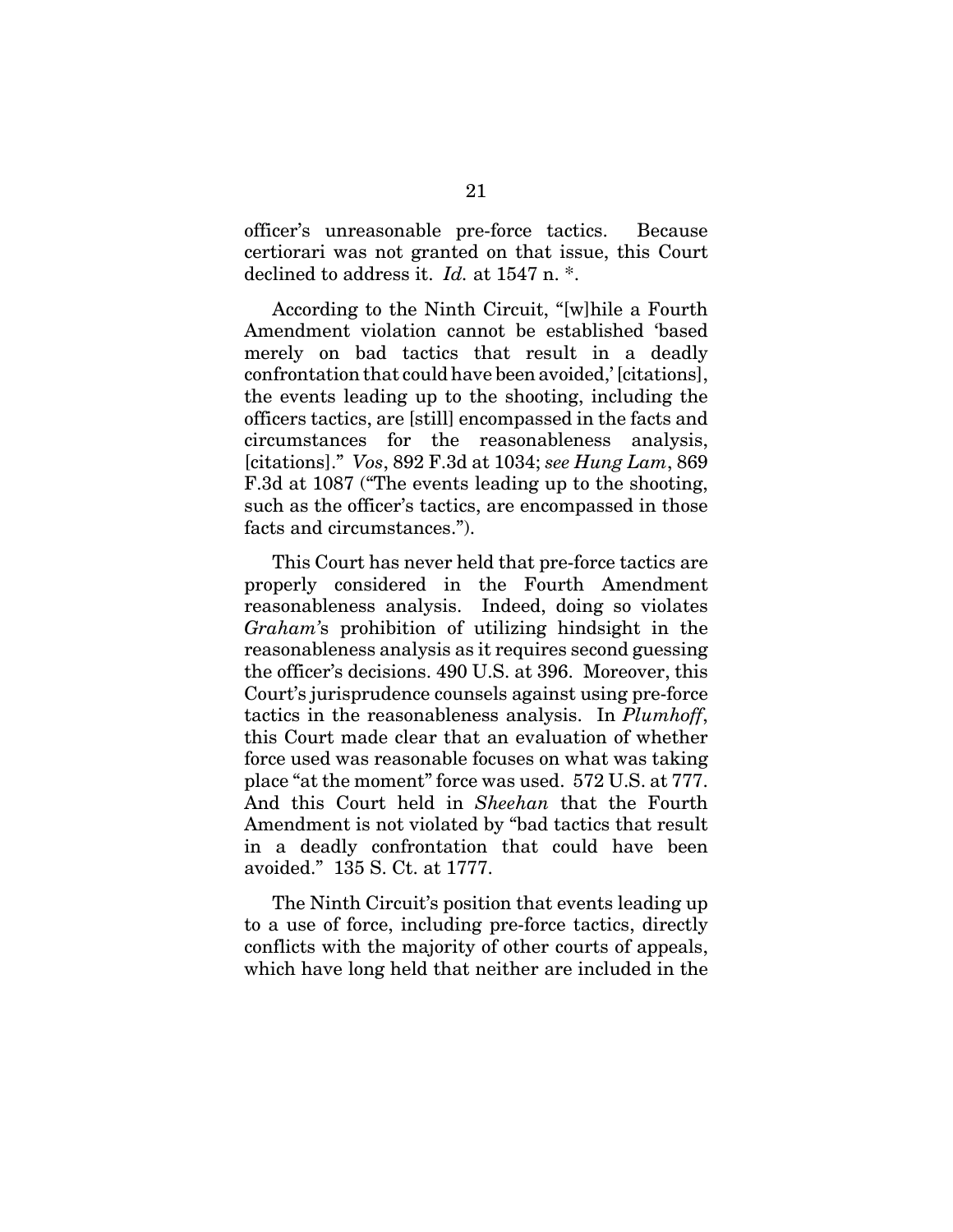officer's unreasonable pre-force tactics. Because certiorari was not granted on that issue, this Court declined to address it. *Id.* at 1547 n. *.

According to the Ninth Circuit, "[w]hile a Fourth Amendment violation cannot be established 'based merely on bad tactics that result in a deadly confrontation that could have been avoided,' [citations], the events leading up to the shooting, including the officers tactics, are [still] encompassed in the facts and circumstances for the reasonableness analysis, [citations]." *Vos*, 892 F.3d at 1034; *see Hung Lam*, 869 F.3d at 1087 ("The events leading up to the shooting, such as the officer's tactics, are encompassed in those facts and circumstances.").

This Court has never held that pre-force tactics are properly considered in the Fourth Amendment reasonableness analysis. Indeed, doing so violates *Graham*'s prohibition of utilizing hindsight in the reasonableness analysis as it requires second guessing the officer's decisions. 490 U.S. at 396. Moreover, this Court's jurisprudence counsels against using pre-force tactics in the reasonableness analysis. In *Plumhoff*, this Court made clear that an evaluation of whether force used was reasonable focuses on what was taking place "at the moment" force was used. 572 U.S. at 777. And this Court held in *Sheehan* that the Fourth Amendment is not violated by "bad tactics that result in a deadly confrontation that could have been avoided." 135 S. Ct. at 1777.

The Ninth Circuit's position that events leading up to a use of force, including pre-force tactics, directly conflicts with the majority of other courts of appeals, which have long held that neither are included in the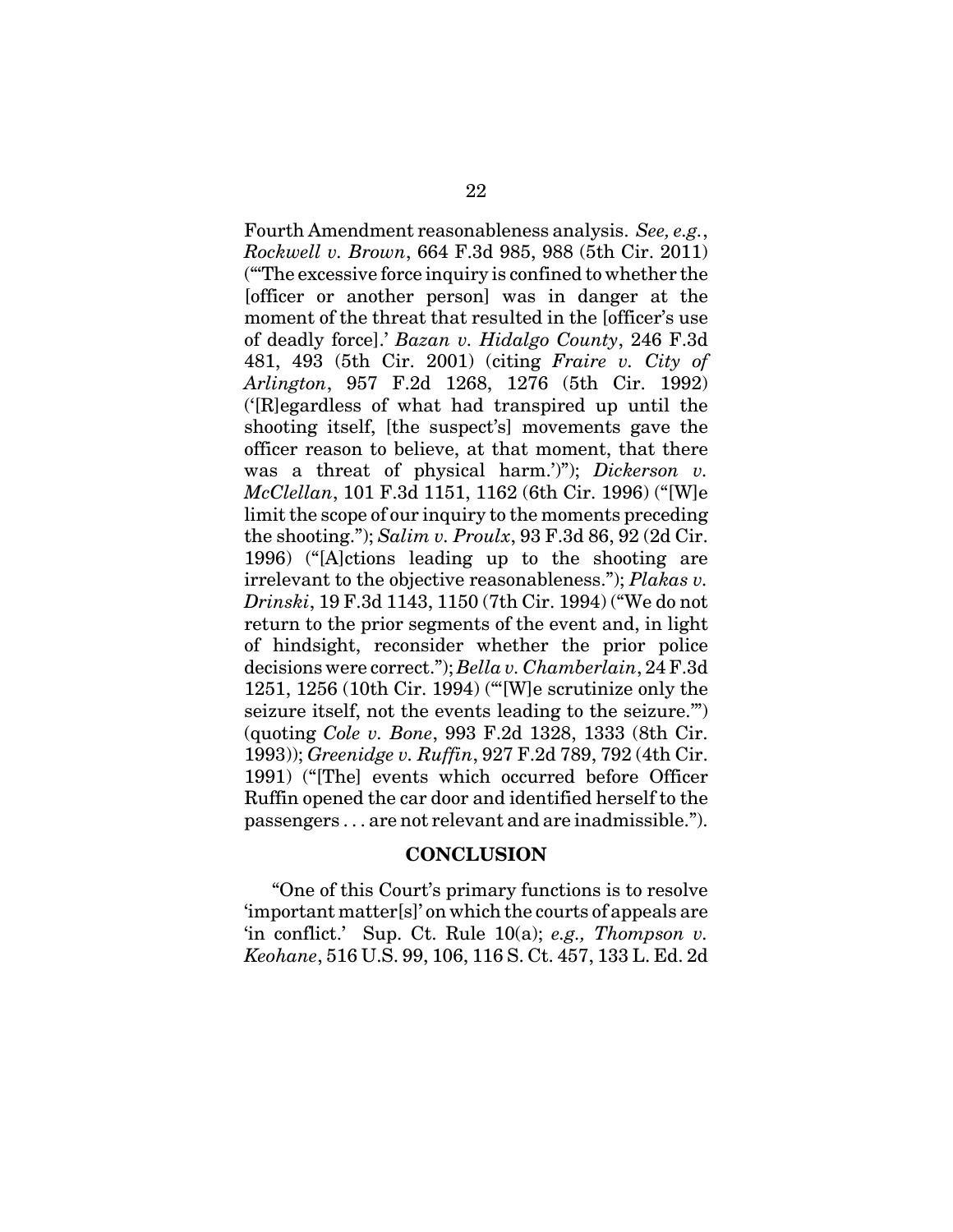Fourth Amendment reasonableness analysis. *See, e.g.*, *Rockwell v. Brown*, 664 F.3d 985, 988 (5th Cir. 2011) ("'The excessive force inquiry is confined to whether the [officer or another person] was in danger at the moment of the threat that resulted in the [officer's use of deadly force].' *Bazan v. Hidalgo County*, 246 F.3d 481, 493 (5th Cir. 2001) (citing *Fraire v. City of Arlington*, 957 F.2d 1268, 1276 (5th Cir. 1992) ('[R]egardless of what had transpired up until the shooting itself, [the suspect's] movements gave the officer reason to believe, at that moment, that there was a threat of physical harm.')"); *Dickerson v. McClellan*, 101 F.3d 1151, 1162 (6th Cir. 1996) ("[W]e limit the scope of our inquiry to the moments preceding the shooting."); *Salim v. Proulx*, 93 F.3d 86, 92 (2d Cir. 1996) ("[A]ctions leading up to the shooting are irrelevant to the objective reasonableness."); *Plakas v. Drinski*, 19 F.3d 1143, 1150 (7th Cir. 1994) ("We do not return to the prior segments of the event and, in light of hindsight, reconsider whether the prior police decisions were correct."); *Bella v. Chamberlain*, 24 F.3d 1251, 1256 (10th Cir. 1994) ("'[W]e scrutinize only the seizure itself, not the events leading to the seizure.'") (quoting *Cole v. Bone*, 993 F.2d 1328, 1333 (8th Cir. 1993)); *Greenidge v. Ruffin*, 927 F.2d 789, 792 (4th Cir. 1991) ("[The] events which occurred before Officer Ruffin opened the car door and identified herself to the passengers . . . are not relevant and are inadmissible.").

## CONCLUSION

"One of this Court's primary functions is to resolve 'important matter[s]' on which the courts of appeals are 'in conflict.' Sup. Ct. Rule 10(a); *e.g., Thompson v. Keohane*, 516 U.S. 99, 106, 116 S. Ct. 457, 133 L. Ed. 2d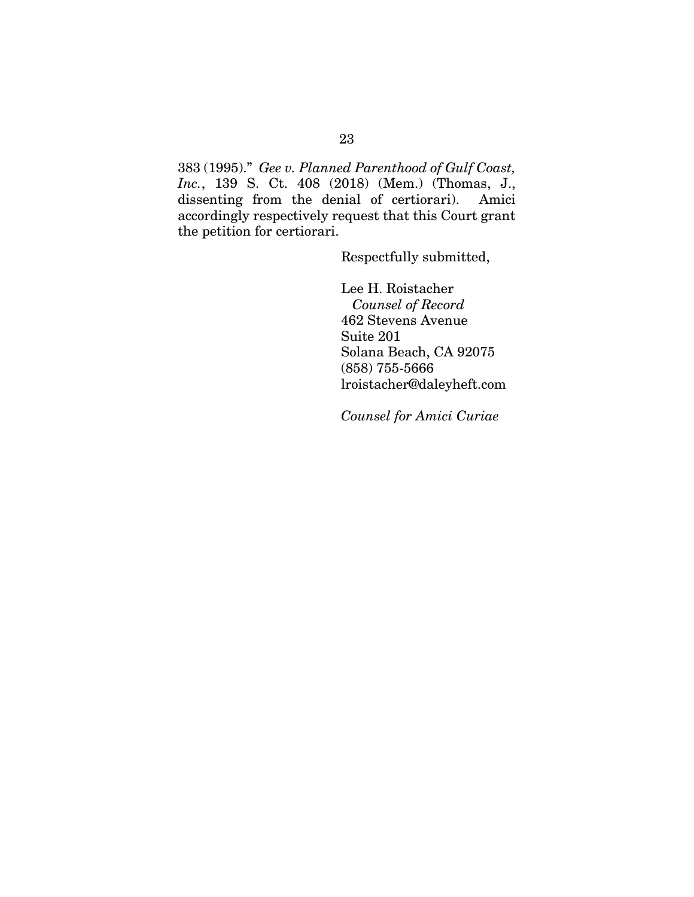383 (1995)." *Gee v. Planned Parenthood of Gulf Coast, Inc.*, 139 S. Ct. 408 (2018) (Mem.) (Thomas, J., dissenting from the denial of certiorari). Amici accordingly respectively request that this Court grant the petition for certiorari.

Respectfully submitted,

Lee H. Roistacher
*Counsel of Record*
462 Stevens Avenue
Suite 201
Solana Beach, CA 92075
(858) 755-5666
lroistacher@daleyheft.com

*Counsel for Amici Curiae*